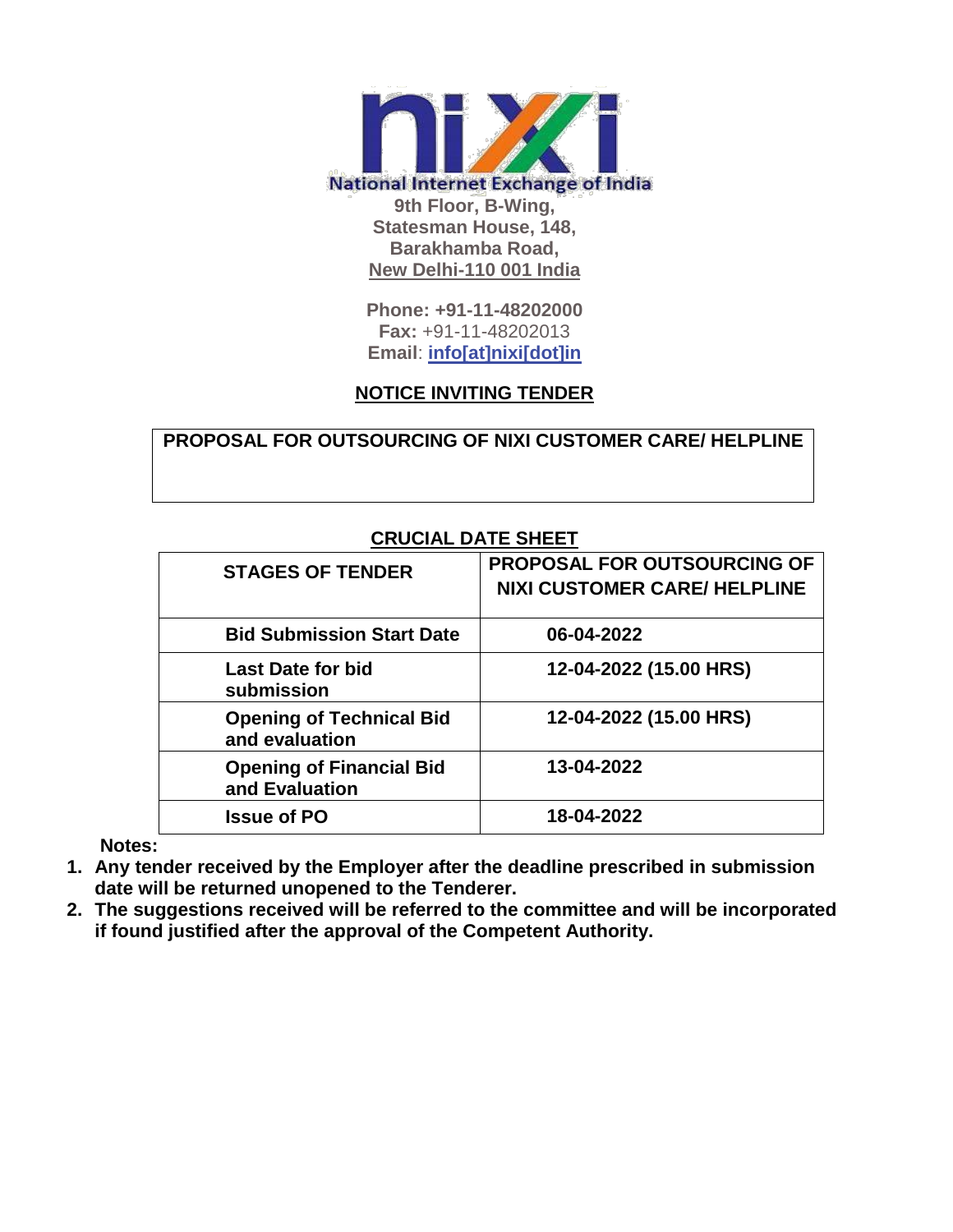**National Internet Exchange of India**

**9th Floor, B-Wing,**
**Statesman House, 148,**
**Barakhamba Road,**
**New Delhi-110 001 India**

**Phone: +91-11-48202000**
**Fax:** +91-11-48202013
**Email**: **info[at]nixi[dot]in**

## NOTICE INVITING TENDER

**PROPOSAL FOR OUTSOURCING OF NIXI CUSTOMER CARE/ HELPLINE**

### CRUCIAL DATE SHEET

| STAGES OF TENDER | PROPOSAL FOR OUTSOURCING OF NIXI CUSTOMER CARE/ HELPLINE |
|---|---|
| Bid Submission Start Date | 06-04-2022 |
| Last Date for bid submission | 12-04-2022 (15.00 HRS) |
| Opening of Technical Bid and evaluation | 12-04-2022 (15.00 HRS) |
| Opening of Financial Bid and Evaluation | 13-04-2022 |
| Issue of PO | 18-04-2022 |

**Notes:**

1. **Any tender received by the Employer after the deadline prescribed in submission date will be returned unopened to the Tenderer.**
2. **The suggestions received will be referred to the committee and will be incorporated if found justified after the approval of the Competent Authority.**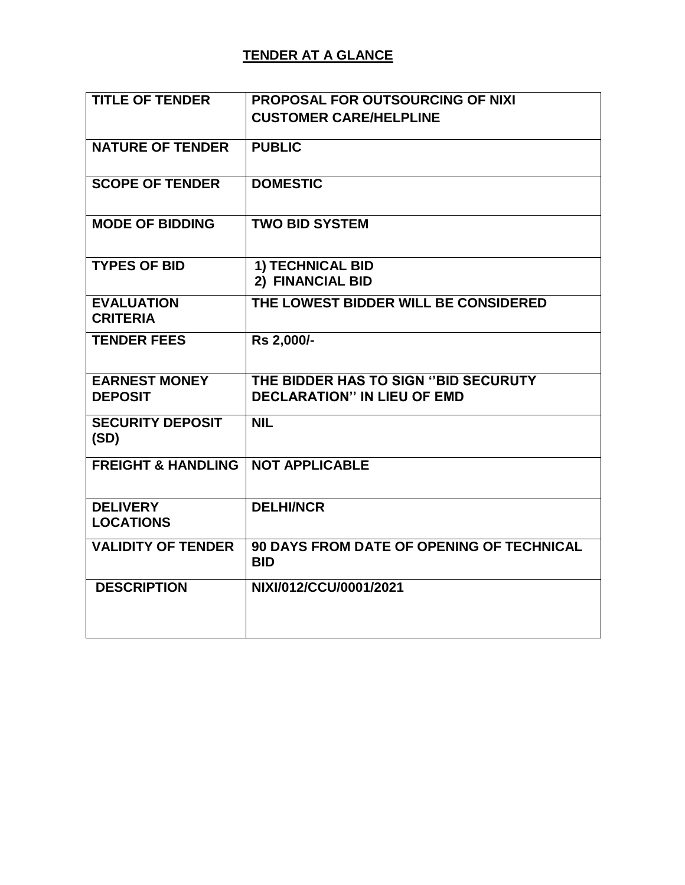## TENDER AT A GLANCE

| | |
|---|---|
| **TITLE OF TENDER** | **PROPOSAL FOR OUTSOURCING OF NIXI CUSTOMER CARE/HELPLINE** |
| **NATURE OF TENDER** | **PUBLIC** |
| **SCOPE OF TENDER** | **DOMESTIC** |
| **MODE OF BIDDING** | **TWO BID SYSTEM** |
| **TYPES OF BID** | **1) TECHNICAL BID**<br>**2) FINANCIAL BID** |
| **EVALUATION CRITERIA** | **THE LOWEST BIDDER WILL BE CONSIDERED** |
| **TENDER FEES** | **Rs 2,000/-** |
| **EARNEST MONEY DEPOSIT** | **THE BIDDER HAS TO SIGN ''BID SECURUTY DECLARATION'' IN LIEU OF EMD** |
| **SECURITY DEPOSIT (SD)** | **NIL** |
| **FREIGHT & HANDLING** | **NOT APPLICABLE** |
| **DELIVERY LOCATIONS** | **DELHI/NCR** |
| **VALIDITY OF TENDER** | **90 DAYS FROM DATE OF OPENING OF TECHNICAL BID** |
| **DESCRIPTION** | **NIXI/012/CCU/0001/2021** |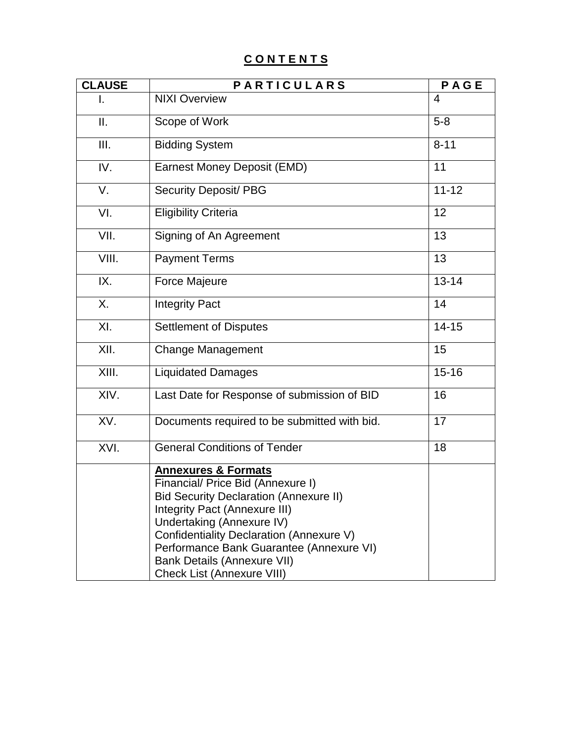# **C O N T E N T S**

| **CLAUSE** | **P A R T I C U L A R S** | **P A G E** |
|---|---|---|
| I. | NIXI Overview | 4 |
| II. | Scope of Work | 5-8 |
| III. | Bidding System | 8-11 |
| IV. | Earnest Money Deposit (EMD) | 11 |
| V. | Security Deposit/ PBG | 11-12 |
| VI. | Eligibility Criteria | 12 |
| VII. | Signing of An Agreement | 13 |
| VIII. | Payment Terms | 13 |
| IX. | Force Majeure | 13-14 |
| X. | Integrity Pact | 14 |
| XI. | Settlement of Disputes | 14-15 |
| XII. | Change Management | 15 |
| XIII. | Liquidated Damages | 15-16 |
| XIV. | Last Date for Response of submission of BID | 16 |
| XV. | Documents required to be submitted with bid. | 17 |
| XVI. | General Conditions of Tender | 18 |
| | **Annexures & Formats**<br>Financial/ Price Bid (Annexure I)<br>Bid Security Declaration (Annexure II)<br>Integrity Pact (Annexure III)<br>Undertaking (Annexure IV)<br>Confidentiality Declaration (Annexure V)<br>Performance Bank Guarantee (Annexure VI)<br>Bank Details (Annexure VII)<br>Check List (Annexure VIII) | |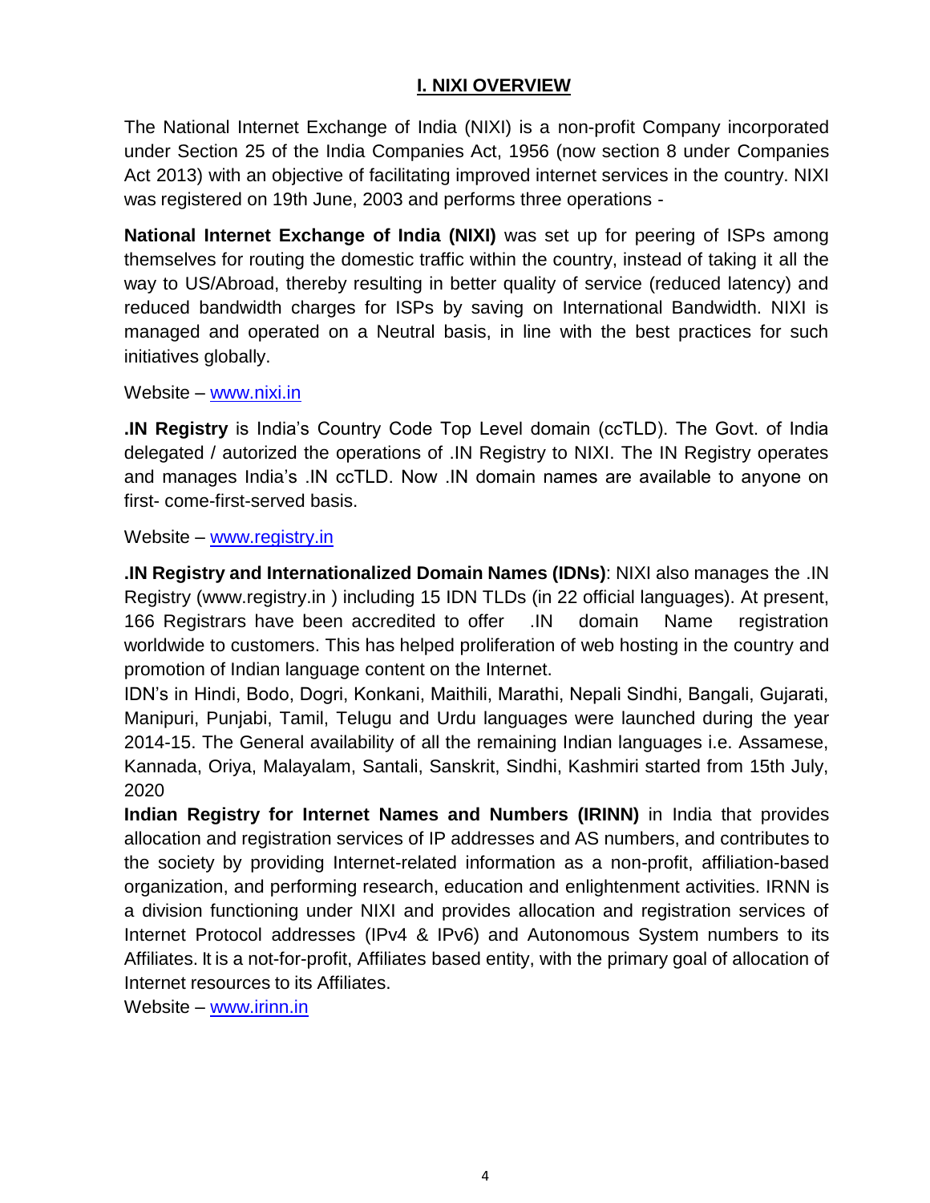## I. NIXI OVERVIEW

The National Internet Exchange of India (NIXI) is a non-profit Company incorporated under Section 25 of the India Companies Act, 1956 (now section 8 under Companies Act 2013) with an objective of facilitating improved internet services in the country. NIXI was registered on 19th June, 2003 and performs three operations -

**National Internet Exchange of India (NIXI)** was set up for peering of ISPs among themselves for routing the domestic traffic within the country, instead of taking it all the way to US/Abroad, thereby resulting in better quality of service (reduced latency) and reduced bandwidth charges for ISPs by saving on International Bandwidth. NIXI is managed and operated on a Neutral basis, in line with the best practices for such initiatives globally.

Website – www.nixi.in

**.IN Registry** is India's Country Code Top Level domain (ccTLD). The Govt. of India delegated / autorized the operations of .IN Registry to NIXI. The IN Registry operates and manages India's .IN ccTLD. Now .IN domain names are available to anyone on first- come-first-served basis.

Website – www.registry.in

**.IN Registry and Internationalized Domain Names (IDNs)**: NIXI also manages the .IN Registry (www.registry.in ) including 15 IDN TLDs (in 22 official languages). At present, 166 Registrars have been accredited to offer .IN domain Name registration worldwide to customers. This has helped proliferation of web hosting in the country and promotion of Indian language content on the Internet.

IDN's in Hindi, Bodo, Dogri, Konkani, Maithili, Marathi, Nepali Sindhi, Bangali, Gujarati, Manipuri, Punjabi, Tamil, Telugu and Urdu languages were launched during the year 2014-15. The General availability of all the remaining Indian languages i.e. Assamese, Kannada, Oriya, Malayalam, Santali, Sanskrit, Sindhi, Kashmiri started from 15th July, 2020

**Indian Registry for Internet Names and Numbers (IRINN)** in India that provides allocation and registration services of IP addresses and AS numbers, and contributes to the society by providing Internet-related information as a non-profit, affiliation-based organization, and performing research, education and enlightenment activities. IRNN is a division functioning under NIXI and provides allocation and registration services of Internet Protocol addresses (IPv4 & IPv6) and Autonomous System numbers to its Affiliates. It is a not-for-profit, Affiliates based entity, with the primary goal of allocation of Internet resources to its Affiliates.

Website – www.irinn.in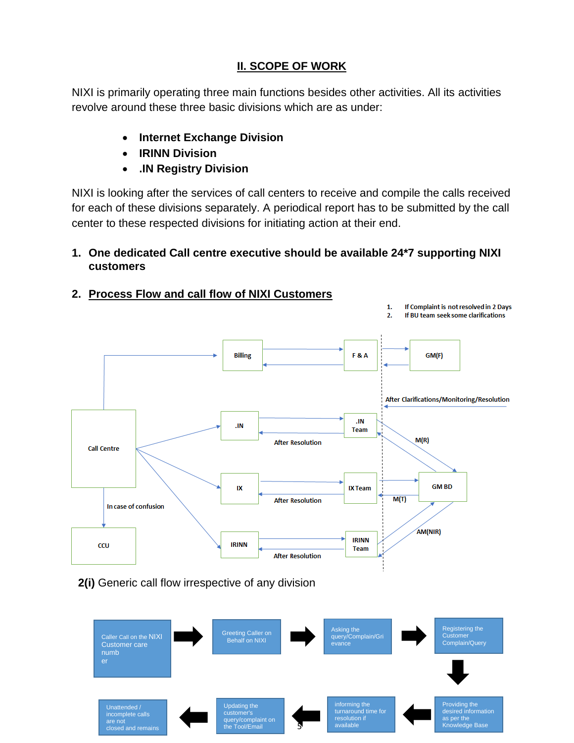## II. SCOPE OF WORK

NIXI is primarily operating three main functions besides other activities. All its activities revolve around these three basic divisions which are as under:

- **Internet Exchange Division**
- **IRINN Division**
- **.IN Registry Division**

NIXI is looking after the services of call centers to receive and compile the calls received for each of these divisions separately. A periodical report has to be submitted by the call center to these respected divisions for initiating action at their end.

1. **One dedicated Call centre executive should be available 24*7 supporting NIXI customers**

2. **Process Flow and call flow of NIXI Customers**

1. If Complaint is not resolved in 2 Days
2. If BU team seek some clarifications

Billing — F & A — GM(F)

After Clarifications/Monitoring/Resolution

Call Centre — .IN — .IN Team — After Resolution — M(R)

IX — IX Team — After Resolution — GM BD — M(T)

In case of confusion — CCU

IRINN — IRINN Team — After Resolution — AM(NIR)

**2(i)** Generic call flow irrespective of any division

Caller Call on the NIXI Customer care number → Greeting Caller on Behalf on NIXI → Asking the query/Complain/Grievance → Registering the Customer Complain/Query → Providing the desired information as per the Knowledge Base → informing the turnaround time for resolution if available → Updating the customer's query/complaint on the Tool/Email → Unattended / incomplete calls are not closed and remains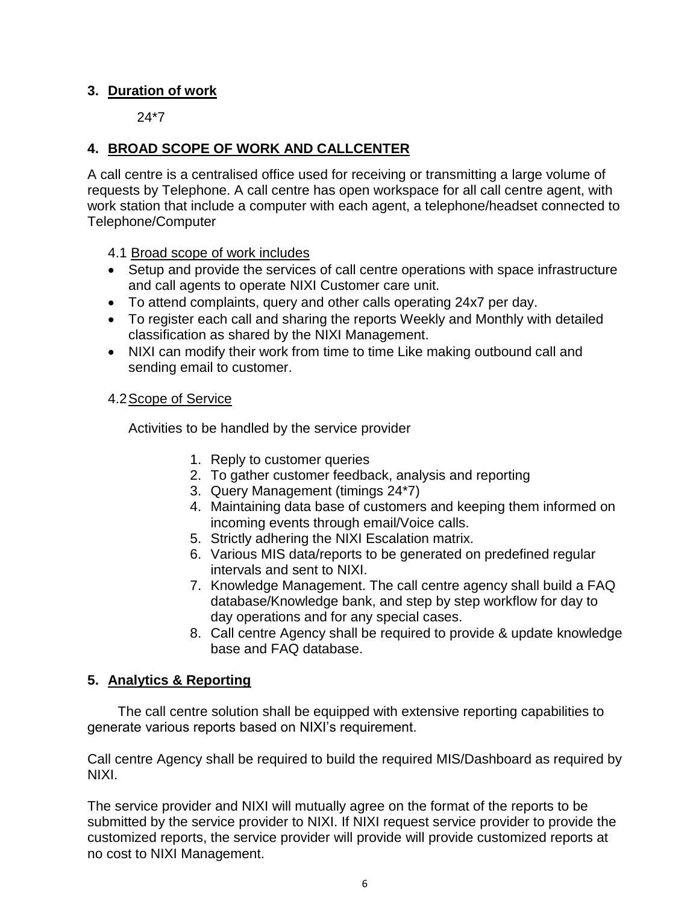## 3. Duration of work

24*7

## 4. BROAD SCOPE OF WORK AND CALLCENTER

A call centre is a centralised office used for receiving or transmitting a large volume of requests by Telephone. A call centre has open workspace for all call centre agent, with work station that include a computer with each agent, a telephone/headset connected to Telephone/Computer

4.1 Broad scope of work includes

- Setup and provide the services of call centre operations with space infrastructure and call agents to operate NIXI Customer care unit.
- To attend complaints, query and other calls operating 24x7 per day.
- To register each call and sharing the reports Weekly and Monthly with detailed classification as shared by the NIXI Management.
- NIXI can modify their work from time to time Like making outbound call and sending email to customer.

4.2 Scope of Service

Activities to be handled by the service provider

1. Reply to customer queries
2. To gather customer feedback, analysis and reporting
3. Query Management (timings 24*7)
4. Maintaining data base of customers and keeping them informed on incoming events through email/Voice calls.
5. Strictly adhering the NIXI Escalation matrix.
6. Various MIS data/reports to be generated on predefined regular intervals and sent to NIXI.
7. Knowledge Management. The call centre agency shall build a FAQ database/Knowledge bank, and step by step workflow for day to day operations and for any special cases.
8. Call centre Agency shall be required to provide & update knowledge base and FAQ database.

## 5. Analytics & Reporting

The call centre solution shall be equipped with extensive reporting capabilities to generate various reports based on NIXI's requirement.

Call centre Agency shall be required to build the required MIS/Dashboard as required by NIXI.

The service provider and NIXI will mutually agree on the format of the reports to be submitted by the service provider to NIXI. If NIXI request service provider to provide the customized reports, the service provider will provide will provide customized reports at no cost to NIXI Management.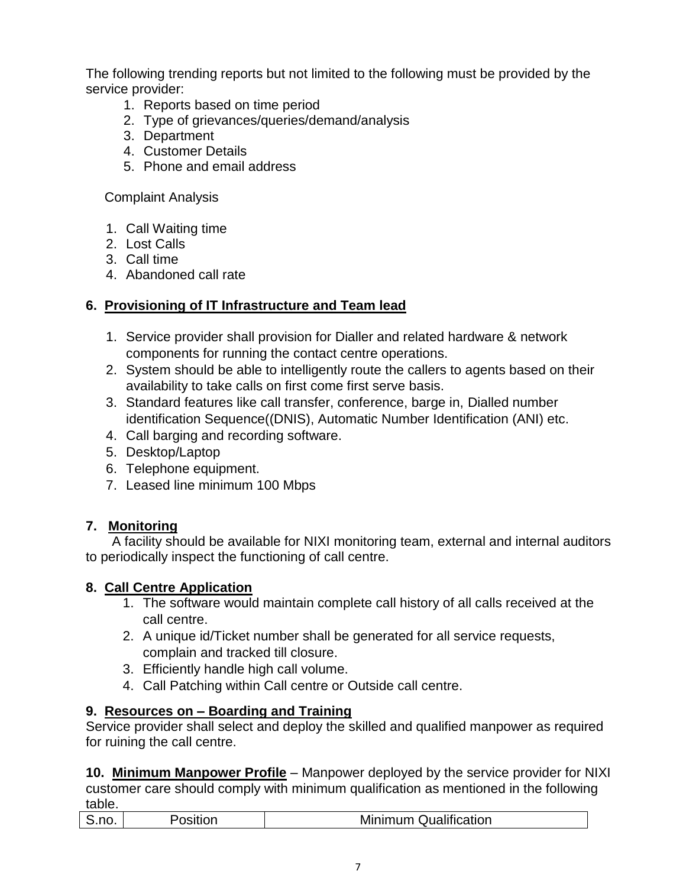The following trending reports but not limited to the following must be provided by the service provider:

1. Reports based on time period
2. Type of grievances/queries/demand/analysis
3. Department
4. Customer Details
5. Phone and email address

Complaint Analysis

1. Call Waiting time
2. Lost Calls
3. Call time
4. Abandoned call rate

## 6. <u>Provisioning of IT Infrastructure and Team lead</u>

1. Service provider shall provision for Dialler and related hardware & network components for running the contact centre operations.
2. System should be able to intelligently route the callers to agents based on their availability to take calls on first come first serve basis.
3. Standard features like call transfer, conference, barge in, Dialled number identification Sequence((DNIS), Automatic Number Identification (ANI) etc.
4. Call barging and recording software.
5. Desktop/Laptop
6. Telephone equipment.
7. Leased line minimum 100 Mbps

## 7. <u>Monitoring</u>

A facility should be available for NIXI monitoring team, external and internal auditors to periodically inspect the functioning of call centre.

## 8. <u>Call Centre Application</u>

1. The software would maintain complete call history of all calls received at the call centre.
2. A unique id/Ticket number shall be generated for all service requests, complain and tracked till closure.
3. Efficiently handle high call volume.
4. Call Patching within Call centre or Outside call centre.

## 9. <u>Resources on – Boarding and Training</u>

Service provider shall select and deploy the skilled and qualified manpower as required for ruining the call centre.

**10. <u>Minimum Manpower Profile</u>** – Manpower deployed by the service provider for NIXI customer care should comply with minimum qualification as mentioned in the following table.

| S.no. | Position | Minimum Qualification |
|---|---|---|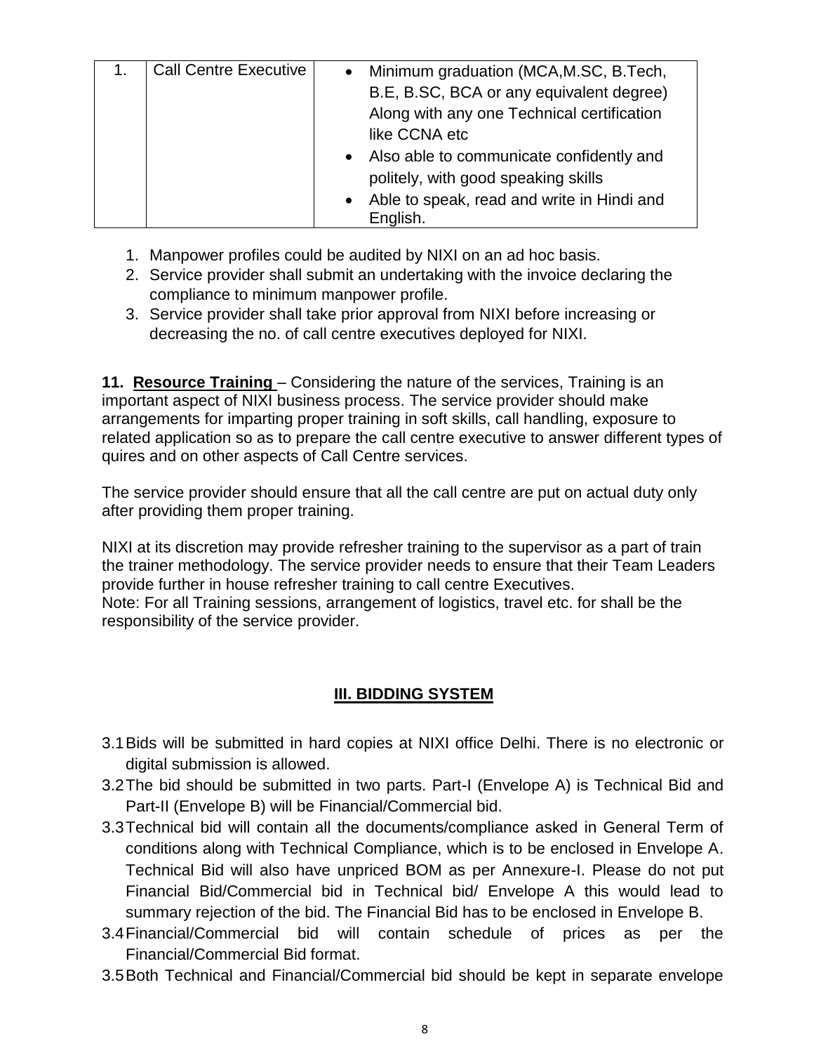| 1. | Call Centre Executive | • Minimum graduation (MCA,M.SC, B.Tech, B.E, B.SC, BCA or any equivalent degree) Along with any one Technical certification like CCNA etc<br>• Also able to communicate confidently and politely, with good speaking skills<br>• Able to speak, read and write in Hindi and English. |
|---|---|---|

1. Manpower profiles could be audited by NIXI on an ad hoc basis.
2. Service provider shall submit an undertaking with the invoice declaring the compliance to minimum manpower profile.
3. Service provider shall take prior approval from NIXI before increasing or decreasing the no. of call centre executives deployed for NIXI.

**11. Resource Training** – Considering the nature of the services, Training is an important aspect of NIXI business process. The service provider should make arrangements for imparting proper training in soft skills, call handling, exposure to related application so as to prepare the call centre executive to answer different types of quires and on other aspects of Call Centre services.

The service provider should ensure that all the call centre are put on actual duty only after providing them proper training.

NIXI at its discretion may provide refresher training to the supervisor as a part of train the trainer methodology. The service provider needs to ensure that their Team Leaders provide further in house refresher training to call centre Executives.
Note: For all Training sessions, arrangement of logistics, travel etc. for shall be the responsibility of the service provider.

## III. BIDDING SYSTEM

3.1 Bids will be submitted in hard copies at NIXI office Delhi. There is no electronic or digital submission is allowed.

3.2 The bid should be submitted in two parts. Part-I (Envelope A) is Technical Bid and Part-II (Envelope B) will be Financial/Commercial bid.

3.3 Technical bid will contain all the documents/compliance asked in General Term of conditions along with Technical Compliance, which is to be enclosed in Envelope A. Technical Bid will also have unpriced BOM as per Annexure-I. Please do not put Financial Bid/Commercial bid in Technical bid/ Envelope A this would lead to summary rejection of the bid. The Financial Bid has to be enclosed in Envelope B.

3.4 Financial/Commercial bid will contain schedule of prices as per the Financial/Commercial Bid format.

3.5 Both Technical and Financial/Commercial bid should be kept in separate envelope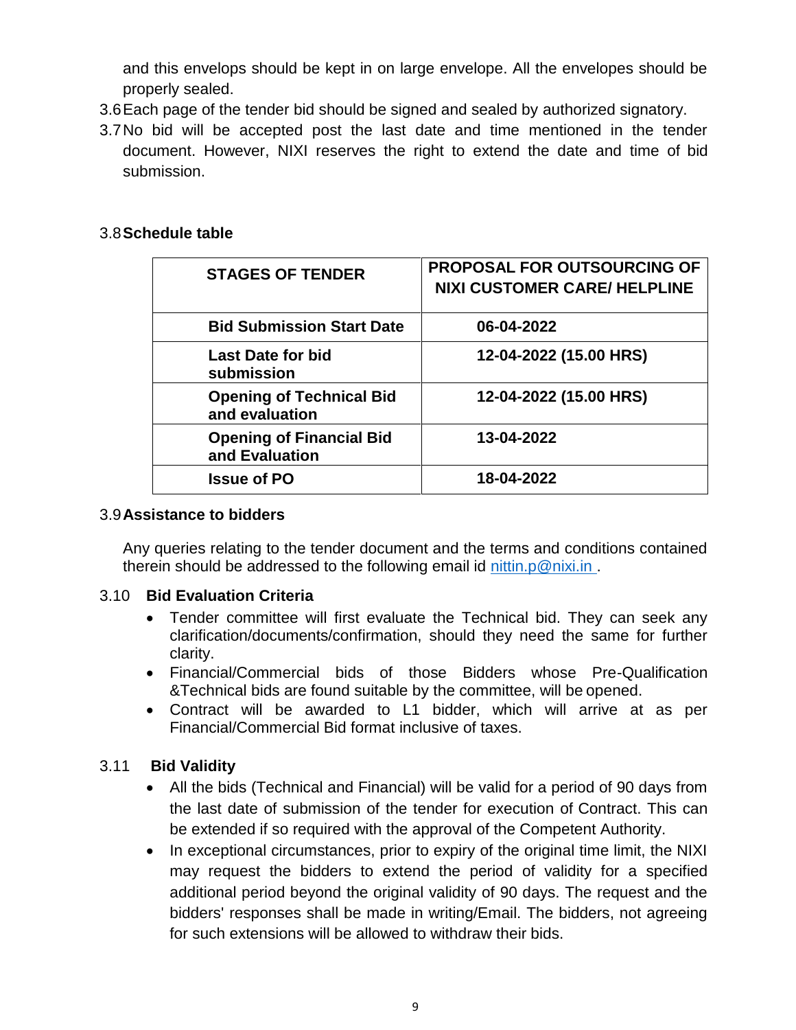and this envelops should be kept in on large envelope. All the envelopes should be properly sealed.

3.6 Each page of the tender bid should be signed and sealed by authorized signatory.

3.7 No bid will be accepted post the last date and time mentioned in the tender document. However, NIXI reserves the right to extend the date and time of bid submission.

### 3.8 Schedule table

| STAGES OF TENDER | PROPOSAL FOR OUTSOURCING OF NIXI CUSTOMER CARE/ HELPLINE |
|---|---|
| **Bid Submission Start Date** | **06-04-2022** |
| **Last Date for bid submission** | **12-04-2022 (15.00 HRS)** |
| **Opening of Technical Bid and evaluation** | **12-04-2022 (15.00 HRS)** |
| **Opening of Financial Bid and Evaluation** | **13-04-2022** |
| **Issue of PO** | **18-04-2022** |

### 3.9 Assistance to bidders

Any queries relating to the tender document and the terms and conditions contained therein should be addressed to the following email id nittin.p@nixi.in .

### 3.10 Bid Evaluation Criteria

- Tender committee will first evaluate the Technical bid. They can seek any clarification/documents/confirmation, should they need the same for further clarity.
- Financial/Commercial bids of those Bidders whose Pre-Qualification &Technical bids are found suitable by the committee, will be opened.
- Contract will be awarded to L1 bidder, which will arrive at as per Financial/Commercial Bid format inclusive of taxes.

### 3.11 Bid Validity

- All the bids (Technical and Financial) will be valid for a period of 90 days from the last date of submission of the tender for execution of Contract. This can be extended if so required with the approval of the Competent Authority.
- In exceptional circumstances, prior to expiry of the original time limit, the NIXI may request the bidders to extend the period of validity for a specified additional period beyond the original validity of 90 days. The request and the bidders' responses shall be made in writing/Email. The bidders, not agreeing for such extensions will be allowed to withdraw their bids.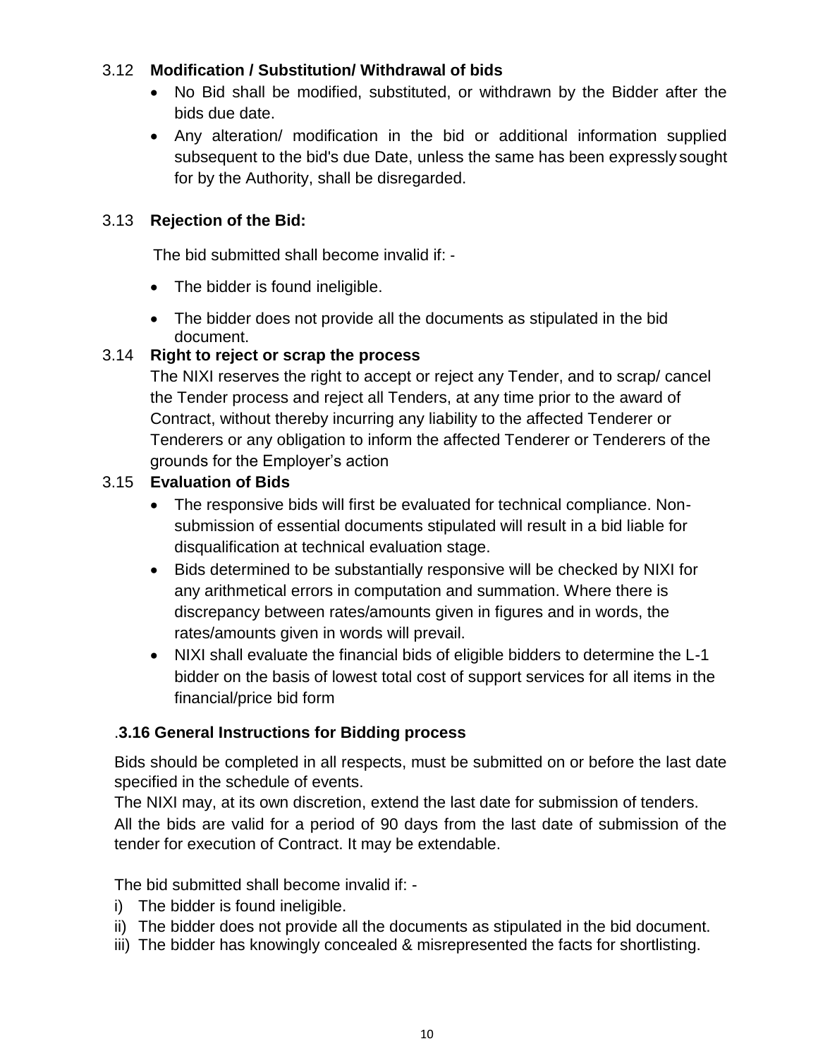### 3.12 Modification / Substitution/ Withdrawal of bids

- No Bid shall be modified, substituted, or withdrawn by the Bidder after the bids due date.
- Any alteration/ modification in the bid or additional information supplied subsequent to the bid's due Date, unless the same has been expressly sought for by the Authority, shall be disregarded.

### 3.13 Rejection of the Bid:

The bid submitted shall become invalid if: -

- The bidder is found ineligible.
- The bidder does not provide all the documents as stipulated in the bid document.

### 3.14 Right to reject or scrap the process

The NIXI reserves the right to accept or reject any Tender, and to scrap/ cancel the Tender process and reject all Tenders, at any time prior to the award of Contract, without thereby incurring any liability to the affected Tenderer or Tenderers or any obligation to inform the affected Tenderer or Tenderers of the grounds for the Employer's action

### 3.15 Evaluation of Bids

- The responsive bids will first be evaluated for technical compliance. Non-submission of essential documents stipulated will result in a bid liable for disqualification at technical evaluation stage.
- Bids determined to be substantially responsive will be checked by NIXI for any arithmetical errors in computation and summation. Where there is discrepancy between rates/amounts given in figures and in words, the rates/amounts given in words will prevail.
- NIXI shall evaluate the financial bids of eligible bidders to determine the L-1 bidder on the basis of lowest total cost of support services for all items in the financial/price bid form

### .3.16 General Instructions for Bidding process

Bids should be completed in all respects, must be submitted on or before the last date specified in the schedule of events.

The NIXI may, at its own discretion, extend the last date for submission of tenders.

All the bids are valid for a period of 90 days from the last date of submission of the tender for execution of Contract. It may be extendable.

The bid submitted shall become invalid if: -

i) The bidder is found ineligible.
ii) The bidder does not provide all the documents as stipulated in the bid document.
iii) The bidder has knowingly concealed & misrepresented the facts for shortlisting.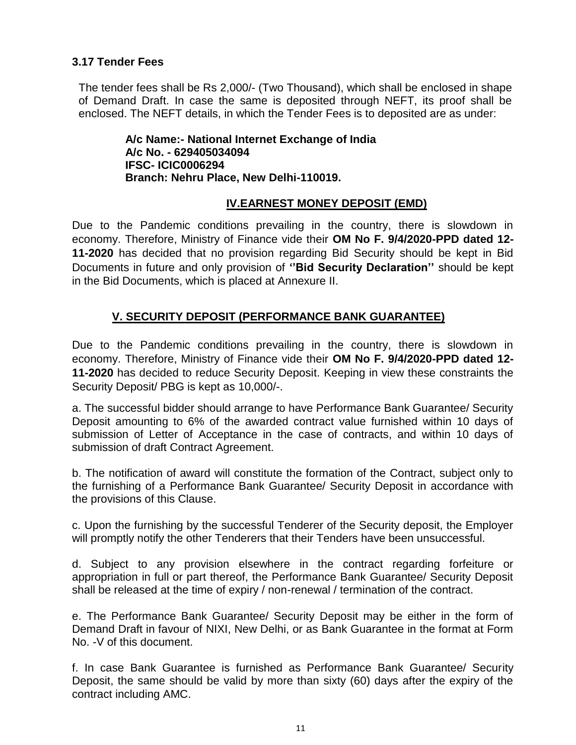### 3.17 Tender Fees

The tender fees shall be Rs 2,000/- (Two Thousand), which shall be enclosed in shape of Demand Draft. In case the same is deposited through NEFT, its proof shall be enclosed. The NEFT details, in which the Tender Fees is to deposited are as under:

> **A/c Name:- National Internet Exchange of India**
> **A/c No. - 629405034094**
> **IFSC- ICIC0006294**
> **Branch: Nehru Place, New Delhi-110019.**

## IV.EARNEST MONEY DEPOSIT (EMD)

Due to the Pandemic conditions prevailing in the country, there is slowdown in economy. Therefore, Ministry of Finance vide their **OM No F. 9/4/2020-PPD dated 12-11-2020** has decided that no provision regarding Bid Security should be kept in Bid Documents in future and only provision of **''Bid Security Declaration''** should be kept in the Bid Documents, which is placed at Annexure II.

## V. SECURITY DEPOSIT (PERFORMANCE BANK GUARANTEE)

Due to the Pandemic conditions prevailing in the country, there is slowdown in economy. Therefore, Ministry of Finance vide their **OM No F. 9/4/2020-PPD dated 12-11-2020** has decided to reduce Security Deposit. Keeping in view these constraints the Security Deposit/ PBG is kept as 10,000/-.

a. The successful bidder should arrange to have Performance Bank Guarantee/ Security Deposit amounting to 6% of the awarded contract value furnished within 10 days of submission of Letter of Acceptance in the case of contracts, and within 10 days of submission of draft Contract Agreement.

b. The notification of award will constitute the formation of the Contract, subject only to the furnishing of a Performance Bank Guarantee/ Security Deposit in accordance with the provisions of this Clause.

c. Upon the furnishing by the successful Tenderer of the Security deposit, the Employer will promptly notify the other Tenderers that their Tenders have been unsuccessful.

d. Subject to any provision elsewhere in the contract regarding forfeiture or appropriation in full or part thereof, the Performance Bank Guarantee/ Security Deposit shall be released at the time of expiry / non-renewal / termination of the contract.

e. The Performance Bank Guarantee/ Security Deposit may be either in the form of Demand Draft in favour of NIXI, New Delhi, or as Bank Guarantee in the format at Form No. -V of this document.

f. In case Bank Guarantee is furnished as Performance Bank Guarantee/ Security Deposit, the same should be valid by more than sixty (60) days after the expiry of the contract including AMC.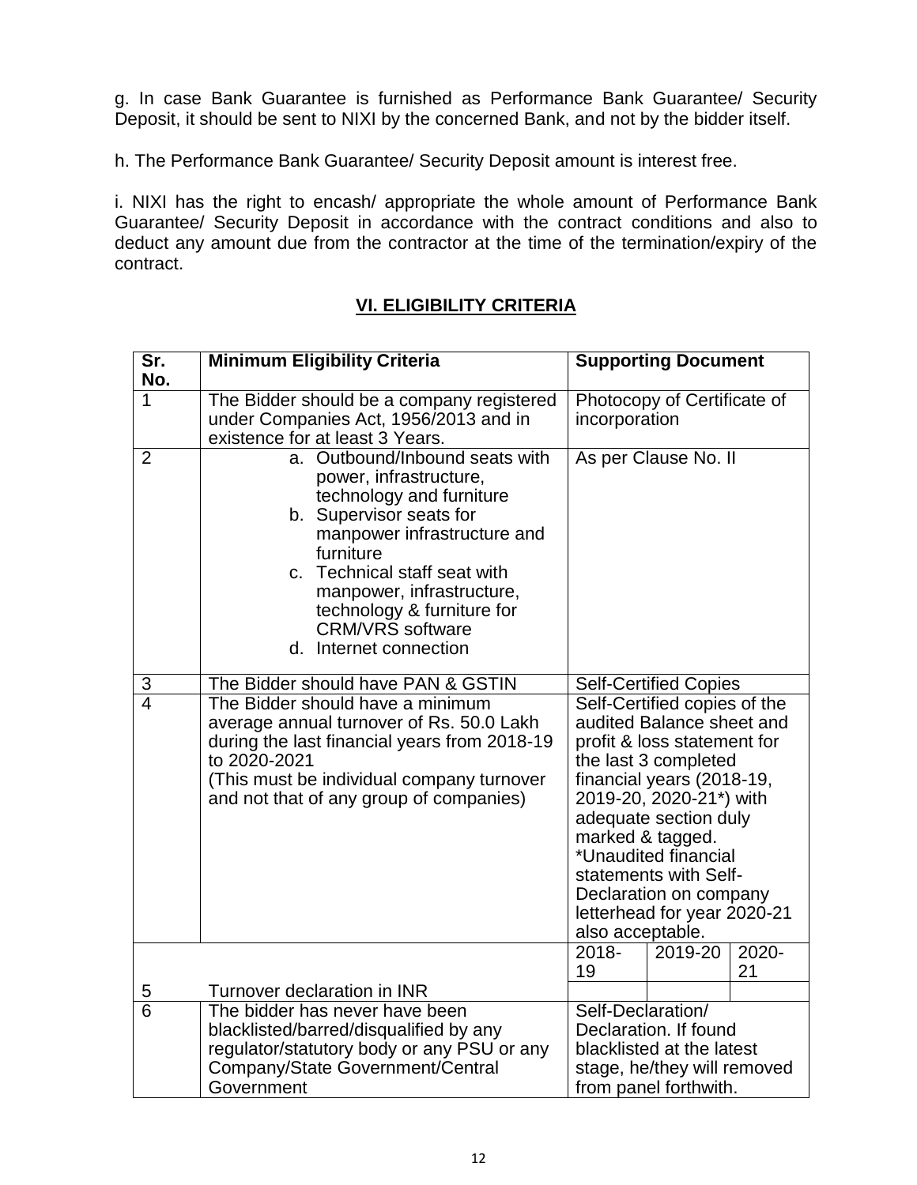g. In case Bank Guarantee is furnished as Performance Bank Guarantee/ Security Deposit, it should be sent to NIXI by the concerned Bank, and not by the bidder itself.

h. The Performance Bank Guarantee/ Security Deposit amount is interest free.

i. NIXI has the right to encash/ appropriate the whole amount of Performance Bank Guarantee/ Security Deposit in accordance with the contract conditions and also to deduct any amount due from the contractor at the time of the termination/expiry of the contract.

## VI. ELIGIBILITY CRITERIA

| Sr. No. | Minimum Eligibility Criteria | Supporting Document | | |
|---|---|---|---|---|
| 1 | The Bidder should be a company registered under Companies Act, 1956/2013 and in existence for at least 3 Years. | Photocopy of Certificate of incorporation | | |
| 2 | a. Outbound/Inbound seats with power, infrastructure, technology and furniture<br>b. Supervisor seats for manpower infrastructure and furniture<br>c. Technical staff seat with manpower, infrastructure, technology & furniture for CRM/VRS software<br>d. Internet connection | As per Clause No. II | | |
| 3 | The Bidder should have PAN & GSTIN | Self-Certified Copies | | |
| 4 | The Bidder should have a minimum average annual turnover of Rs. 50.0 Lakh during the last financial years from 2018-19 to 2020-2021<br>(This must be individual company turnover and not that of any group of companies) | Self-Certified copies of the audited Balance sheet and profit & loss statement for the last 3 completed financial years (2018-19, 2019-20, 2020-21*) with adequate section duly marked & tagged.<br>*Unaudited financial statements with Self-Declaration on company letterhead for year 2020-21 also acceptable. | | |
| | | 2018-19 | 2019-20 | 2020-21 |
| 5 | Turnover declaration in INR | | | |
| 6 | The bidder has never have been blacklisted/barred/disqualified by any regulator/statutory body or any PSU or any Company/State Government/Central Government | Self-Declaration/ Declaration. If found blacklisted at the latest stage, he/they will removed from panel forthwith. | | |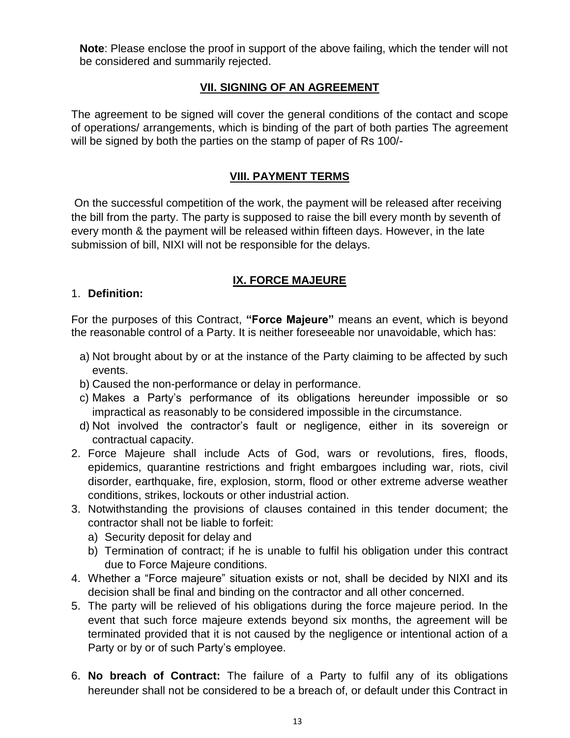**Note**: Please enclose the proof in support of the above failing, which the tender will not be considered and summarily rejected.

## VII. SIGNING OF AN AGREEMENT

The agreement to be signed will cover the general conditions of the contact and scope of operations/ arrangements, which is binding of the part of both parties The agreement will be signed by both the parties on the stamp of paper of Rs 100/-

## VIII. PAYMENT TERMS

On the successful competition of the work, the payment will be released after receiving the bill from the party. The party is supposed to raise the bill every month by seventh of every month & the payment will be released within fifteen days. However, in the late submission of bill, NIXI will not be responsible for the delays.

## IX. FORCE MAJEURE

1. **Definition:**

For the purposes of this Contract, **"Force Majeure"** means an event, which is beyond the reasonable control of a Party. It is neither foreseeable nor unavoidable, which has:

a) Not brought about by or at the instance of the Party claiming to be affected by such events.
b) Caused the non-performance or delay in performance.
c) Makes a Party's performance of its obligations hereunder impossible or so impractical as reasonably to be considered impossible in the circumstance.
d) Not involved the contractor's fault or negligence, either in its sovereign or contractual capacity.

2. Force Majeure shall include Acts of God, wars or revolutions, fires, floods, epidemics, quarantine restrictions and fright embargoes including war, riots, civil disorder, earthquake, fire, explosion, storm, flood or other extreme adverse weather conditions, strikes, lockouts or other industrial action.
3. Notwithstanding the provisions of clauses contained in this tender document; the contractor shall not be liable to forfeit:
   a) Security deposit for delay and
   b) Termination of contract; if he is unable to fulfil his obligation under this contract due to Force Majeure conditions.
4. Whether a "Force majeure" situation exists or not, shall be decided by NIXI and its decision shall be final and binding on the contractor and all other concerned.
5. The party will be relieved of his obligations during the force majeure period. In the event that such force majeure extends beyond six months, the agreement will be terminated provided that it is not caused by the negligence or intentional action of a Party or by or of such Party's employee.
6. **No breach of Contract:** The failure of a Party to fulfil any of its obligations hereunder shall not be considered to be a breach of, or default under this Contract in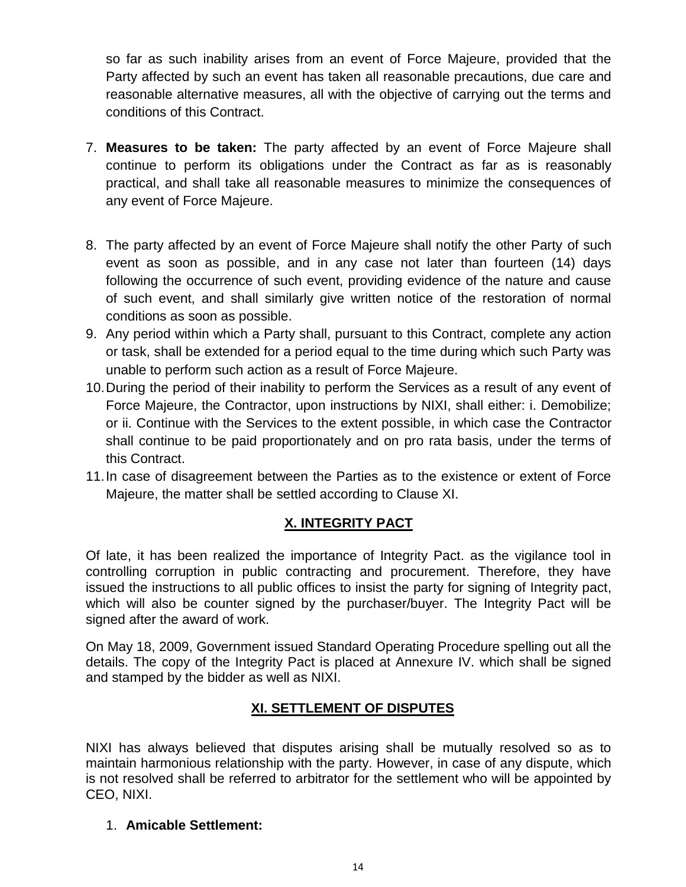so far as such inability arises from an event of Force Majeure, provided that the Party affected by such an event has taken all reasonable precautions, due care and reasonable alternative measures, all with the objective of carrying out the terms and conditions of this Contract.

7. **Measures to be taken:** The party affected by an event of Force Majeure shall continue to perform its obligations under the Contract as far as is reasonably practical, and shall take all reasonable measures to minimize the consequences of any event of Force Majeure.

8. The party affected by an event of Force Majeure shall notify the other Party of such event as soon as possible, and in any case not later than fourteen (14) days following the occurrence of such event, providing evidence of the nature and cause of such event, and shall similarly give written notice of the restoration of normal conditions as soon as possible.
9. Any period within which a Party shall, pursuant to this Contract, complete any action or task, shall be extended for a period equal to the time during which such Party was unable to perform such action as a result of Force Majeure.
10. During the period of their inability to perform the Services as a result of any event of Force Majeure, the Contractor, upon instructions by NIXI, shall either: i. Demobilize; or ii. Continue with the Services to the extent possible, in which case the Contractor shall continue to be paid proportionately and on pro rata basis, under the terms of this Contract.
11. In case of disagreement between the Parties as to the existence or extent of Force Majeure, the matter shall be settled according to Clause XI.

## X. INTEGRITY PACT

Of late, it has been realized the importance of Integrity Pact. as the vigilance tool in controlling corruption in public contracting and procurement. Therefore, they have issued the instructions to all public offices to insist the party for signing of Integrity pact, which will also be counter signed by the purchaser/buyer. The Integrity Pact will be signed after the award of work.

On May 18, 2009, Government issued Standard Operating Procedure spelling out all the details. The copy of the Integrity Pact is placed at Annexure IV. which shall be signed and stamped by the bidder as well as NIXI.

## XI. SETTLEMENT OF DISPUTES

NIXI has always believed that disputes arising shall be mutually resolved so as to maintain harmonious relationship with the party. However, in case of any dispute, which is not resolved shall be referred to arbitrator for the settlement who will be appointed by CEO, NIXI.

1. **Amicable Settlement:**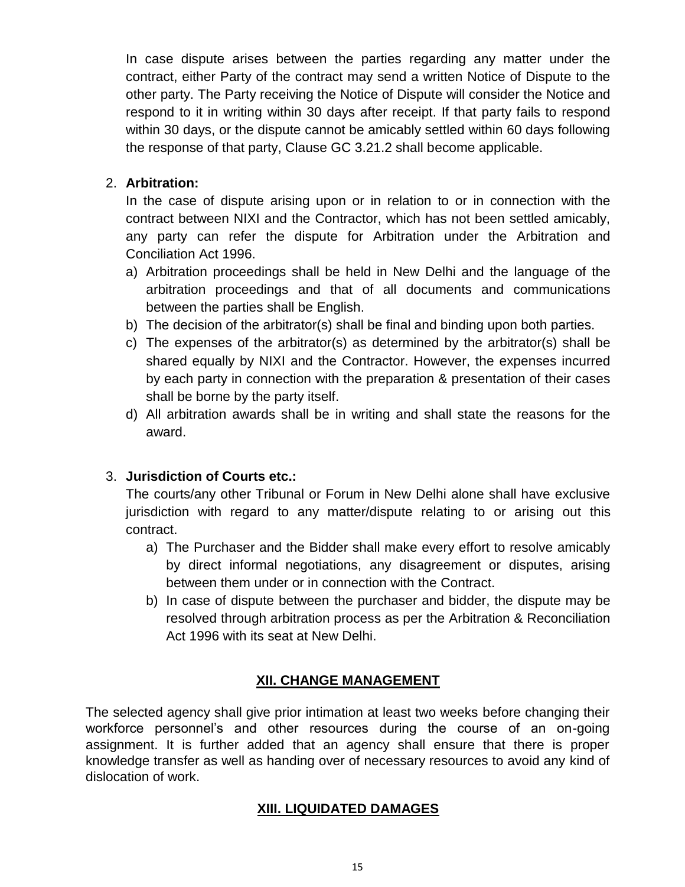In case dispute arises between the parties regarding any matter under the contract, either Party of the contract may send a written Notice of Dispute to the other party. The Party receiving the Notice of Dispute will consider the Notice and respond to it in writing within 30 days after receipt. If that party fails to respond within 30 days, or the dispute cannot be amicably settled within 60 days following the response of that party, Clause GC 3.21.2 shall become applicable.

2. **Arbitration:**
   In the case of dispute arising upon or in relation to or in connection with the contract between NIXI and the Contractor, which has not been settled amicably, any party can refer the dispute for Arbitration under the Arbitration and Conciliation Act 1996.
   a) Arbitration proceedings shall be held in New Delhi and the language of the arbitration proceedings and that of all documents and communications between the parties shall be English.
   b) The decision of the arbitrator(s) shall be final and binding upon both parties.
   c) The expenses of the arbitrator(s) as determined by the arbitrator(s) shall be shared equally by NIXI and the Contractor. However, the expenses incurred by each party in connection with the preparation & presentation of their cases shall be borne by the party itself.
   d) All arbitration awards shall be in writing and shall state the reasons for the award.

3. **Jurisdiction of Courts etc.:**
   The courts/any other Tribunal or Forum in New Delhi alone shall have exclusive jurisdiction with regard to any matter/dispute relating to or arising out this contract.
   a) The Purchaser and the Bidder shall make every effort to resolve amicably by direct informal negotiations, any disagreement or disputes, arising between them under or in connection with the Contract.
   b) In case of dispute between the purchaser and bidder, the dispute may be resolved through arbitration process as per the Arbitration & Reconciliation Act 1996 with its seat at New Delhi.

## XII. CHANGE MANAGEMENT

The selected agency shall give prior intimation at least two weeks before changing their workforce personnel's and other resources during the course of an on-going assignment. It is further added that an agency shall ensure that there is proper knowledge transfer as well as handing over of necessary resources to avoid any kind of dislocation of work.

## XIII. LIQUIDATED DAMAGES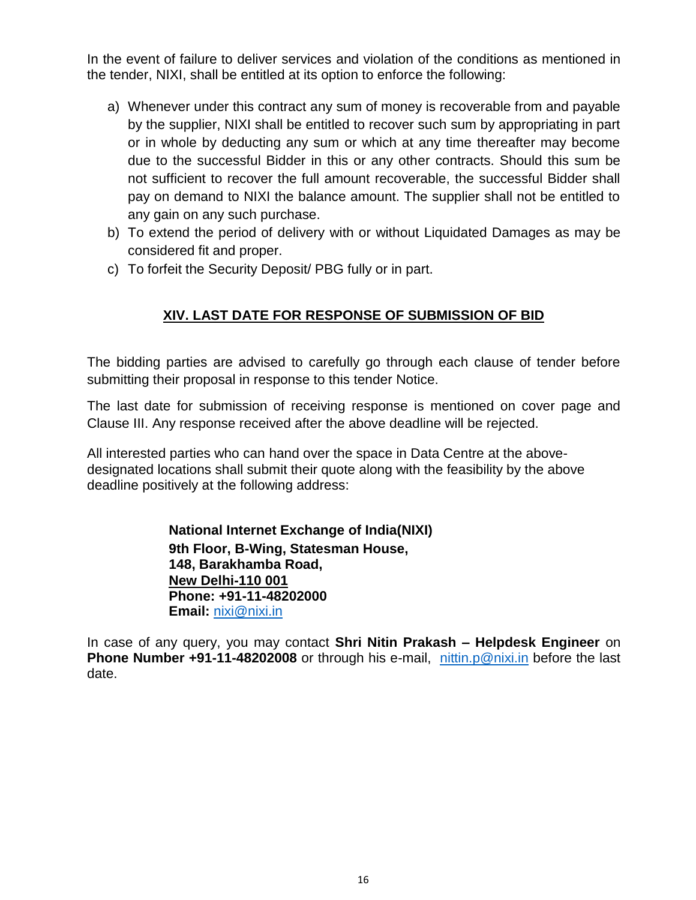In the event of failure to deliver services and violation of the conditions as mentioned in the tender, NIXI, shall be entitled at its option to enforce the following:

a) Whenever under this contract any sum of money is recoverable from and payable by the supplier, NIXI shall be entitled to recover such sum by appropriating in part or in whole by deducting any sum or which at any time thereafter may become due to the successful Bidder in this or any other contracts. Should this sum be not sufficient to recover the full amount recoverable, the successful Bidder shall pay on demand to NIXI the balance amount. The supplier shall not be entitled to any gain on any such purchase.
b) To extend the period of delivery with or without Liquidated Damages as may be considered fit and proper.
c) To forfeit the Security Deposit/ PBG fully or in part.

## XIV. LAST DATE FOR RESPONSE OF SUBMISSION OF BID

The bidding parties are advised to carefully go through each clause of tender before submitting their proposal in response to this tender Notice.

The last date for submission of receiving response is mentioned on cover page and Clause III. Any response received after the above deadline will be rejected.

All interested parties who can hand over the space in Data Centre at the above-designated locations shall submit their quote along with the feasibility by the above deadline positively at the following address:

**National Internet Exchange of India(NIXI)**
**9th Floor, B-Wing, Statesman House,**
**148, Barakhamba Road,**
**New Delhi-110 001**
**Phone: +91-11-48202000**
**Email:** nixi@nixi.in

In case of any query, you may contact **Shri Nitin Prakash – Helpdesk Engineer** on **Phone Number +91-11-48202008** or through his e-mail, nittin.p@nixi.in before the last date.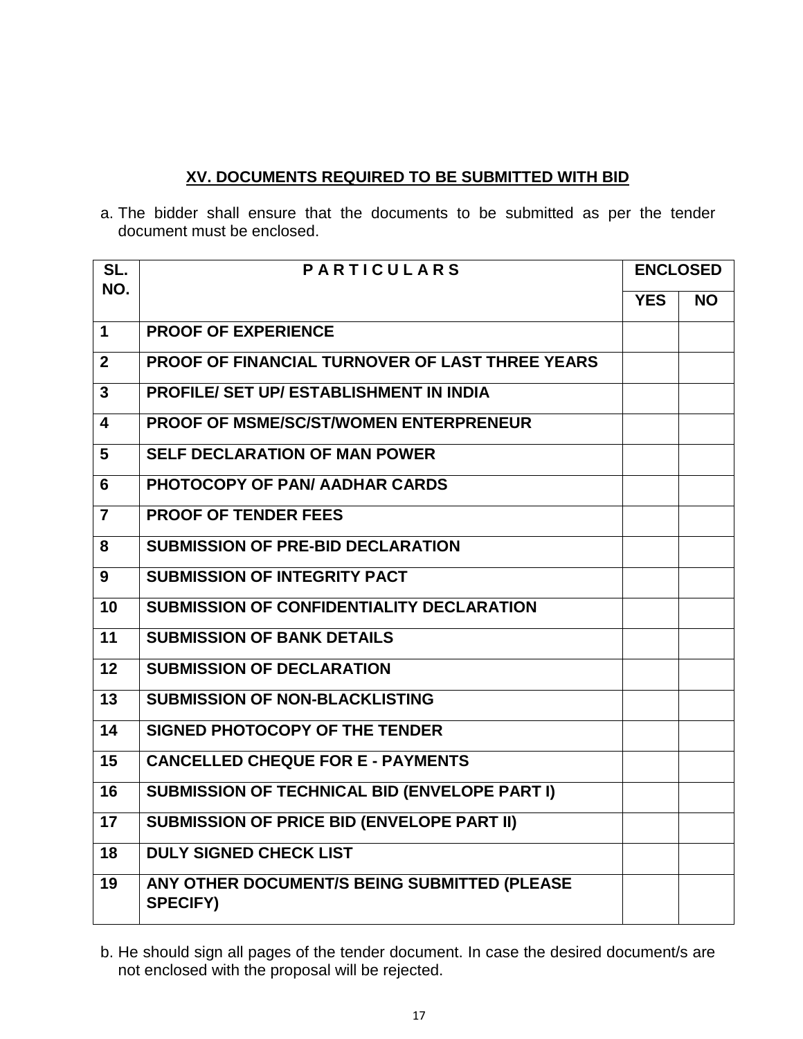## XV. DOCUMENTS REQUIRED TO BE SUBMITTED WITH BID

a. The bidder shall ensure that the documents to be submitted as per the tender document must be enclosed.

| SL. NO. | P A R T I C U L A R S | ENCLOSED | |
|---|---|---|---|
| | | YES | NO |
| 1 | PROOF OF EXPERIENCE | | |
| 2 | PROOF OF FINANCIAL TURNOVER OF LAST THREE YEARS | | |
| 3 | PROFILE/ SET UP/ ESTABLISHMENT IN INDIA | | |
| 4 | PROOF OF MSME/SC/ST/WOMEN ENTERPRENEUR | | |
| 5 | SELF DECLARATION OF MAN POWER | | |
| 6 | PHOTOCOPY OF PAN/ AADHAR CARDS | | |
| 7 | PROOF OF TENDER FEES | | |
| 8 | SUBMISSION OF PRE-BID DECLARATION | | |
| 9 | SUBMISSION OF INTEGRITY PACT | | |
| 10 | SUBMISSION OF CONFIDENTIALITY DECLARATION | | |
| 11 | SUBMISSION OF BANK DETAILS | | |
| 12 | SUBMISSION OF DECLARATION | | |
| 13 | SUBMISSION OF NON-BLACKLISTING | | |
| 14 | SIGNED PHOTOCOPY OF THE TENDER | | |
| 15 | CANCELLED CHEQUE FOR E - PAYMENTS | | |
| 16 | SUBMISSION OF TECHNICAL BID (ENVELOPE PART I) | | |
| 17 | SUBMISSION OF PRICE BID (ENVELOPE PART II) | | |
| 18 | DULY SIGNED CHECK LIST | | |
| 19 | ANY OTHER DOCUMENT/S BEING SUBMITTED (PLEASE SPECIFY) | | |

b. He should sign all pages of the tender document. In case the desired document/s are not enclosed with the proposal will be rejected.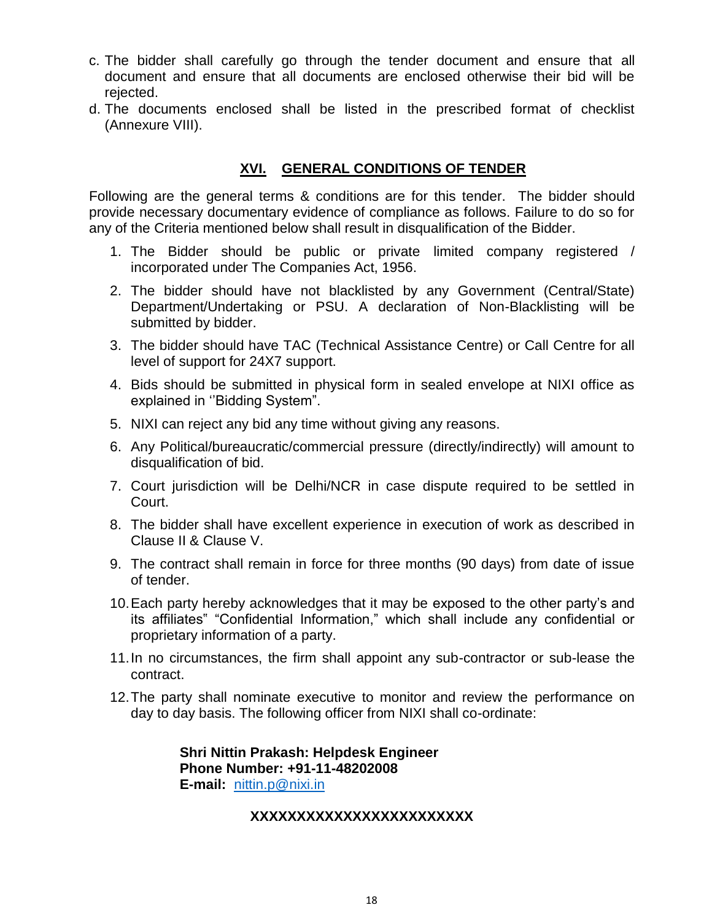c. The bidder shall carefully go through the tender document and ensure that all document and ensure that all documents are enclosed otherwise their bid will be rejected.
d. The documents enclosed shall be listed in the prescribed format of checklist (Annexure VIII).

## XVI. GENERAL CONDITIONS OF TENDER

Following are the general terms & conditions are for this tender. The bidder should provide necessary documentary evidence of compliance as follows. Failure to do so for any of the Criteria mentioned below shall result in disqualification of the Bidder.

1. The Bidder should be public or private limited company registered / incorporated under The Companies Act, 1956.
2. The bidder should have not blacklisted by any Government (Central/State) Department/Undertaking or PSU. A declaration of Non-Blacklisting will be submitted by bidder.
3. The bidder should have TAC (Technical Assistance Centre) or Call Centre for all level of support for 24X7 support.
4. Bids should be submitted in physical form in sealed envelope at NIXI office as explained in ''Bidding System".
5. NIXI can reject any bid any time without giving any reasons.
6. Any Political/bureaucratic/commercial pressure (directly/indirectly) will amount to disqualification of bid.
7. Court jurisdiction will be Delhi/NCR in case dispute required to be settled in Court.
8. The bidder shall have excellent experience in execution of work as described in Clause II & Clause V.
9. The contract shall remain in force for three months (90 days) from date of issue of tender.
10. Each party hereby acknowledges that it may be exposed to the other party's and its affiliates" "Confidential Information," which shall include any confidential or proprietary information of a party.
11. In no circumstances, the firm shall appoint any sub-contractor or sub-lease the contract.
12. The party shall nominate executive to monitor and review the performance on day to day basis. The following officer from NIXI shall co-ordinate:

**Shri Nittin Prakash: Helpdesk Engineer**
**Phone Number: +91-11-48202008**
**E-mail:** nittin.p@nixi.in

**XXXXXXXXXXXXXXXXXXXXXXXX**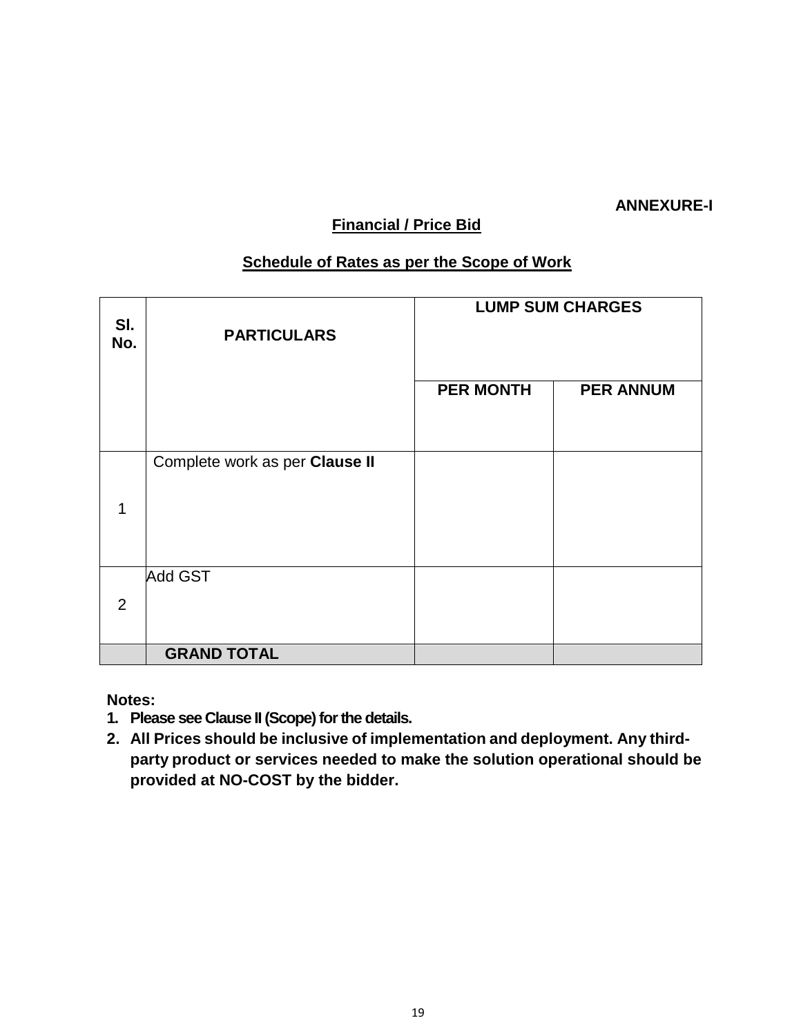**ANNEXURE-I**

## Financial / Price Bid

### Schedule of Rates as per the Scope of Work

| Sl. No. | PARTICULARS | LUMP SUM CHARGES | |
|---|---|---|---|
| | | PER MONTH | PER ANNUM |
| 1 | Complete work as per **Clause II** | | |
| 2 | Add GST | | |
| | **GRAND TOTAL** | | |

**Notes:**

1. **Please see Clause II (Scope) for the details.**
2. **All Prices should be inclusive of implementation and deployment. Any third-party product or services needed to make the solution operational should be provided at NO-COST by the bidder.**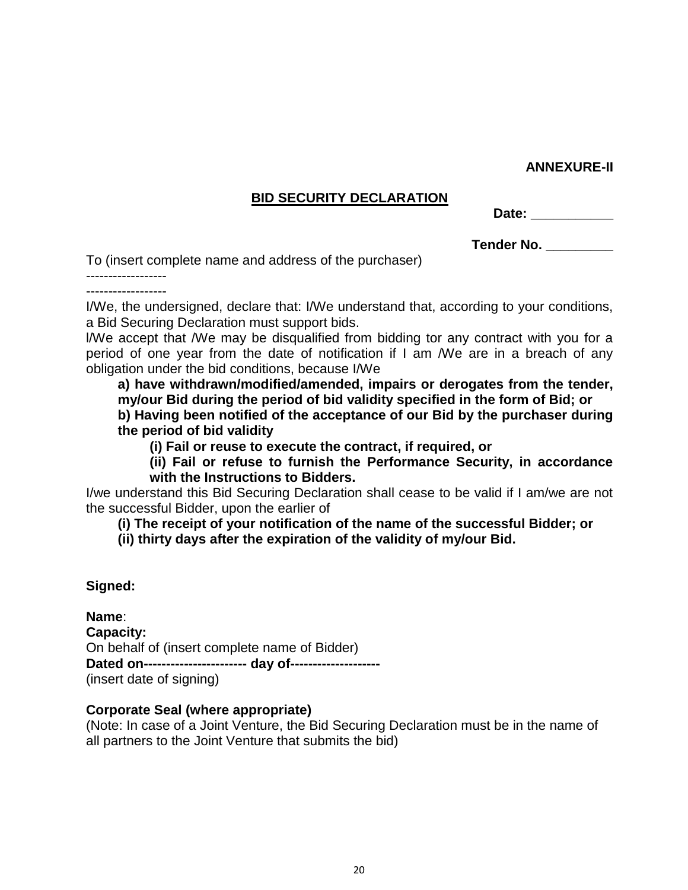**ANNEXURE-II**

## BID SECURITY DECLARATION

**Date: \_\_\_\_\_\_\_\_\_\_\_**

**Tender No. \_\_\_\_\_\_\_\_\_**

To (insert complete name and address of the purchaser)

------------------

------------------

I/We, the undersigned, declare that: I/We understand that, according to your conditions, a Bid Securing Declaration must support bids.

l/We accept that /We may be disqualified from bidding tor any contract with you for a period of one year from the date of notification if I am /We are in a breach of any obligation under the bid conditions, because I/We

**a) have withdrawn/modified/amended, impairs or derogates from the tender, my/our Bid during the period of bid validity specified in the form of Bid; or**

**b) Having been notified of the acceptance of our Bid by the purchaser during the period of bid validity**

**(i) Fail or reuse to execute the contract, if required, or**

**(ii) Fail or refuse to furnish the Performance Security, in accordance with the Instructions to Bidders.**

I/we understand this Bid Securing Declaration shall cease to be valid if I am/we are not the successful Bidder, upon the earlier of

**(i) The receipt of your notification of the name of the successful Bidder; or**

**(ii) thirty days after the expiration of the validity of my/our Bid.**

**Signed:**

**Name**:

**Capacity:**

On behalf of (insert complete name of Bidder)

**Dated on----------------------- day of--------------------**

(insert date of signing)

**Corporate Seal (where appropriate)**

(Note: In case of a Joint Venture, the Bid Securing Declaration must be in the name of all partners to the Joint Venture that submits the bid)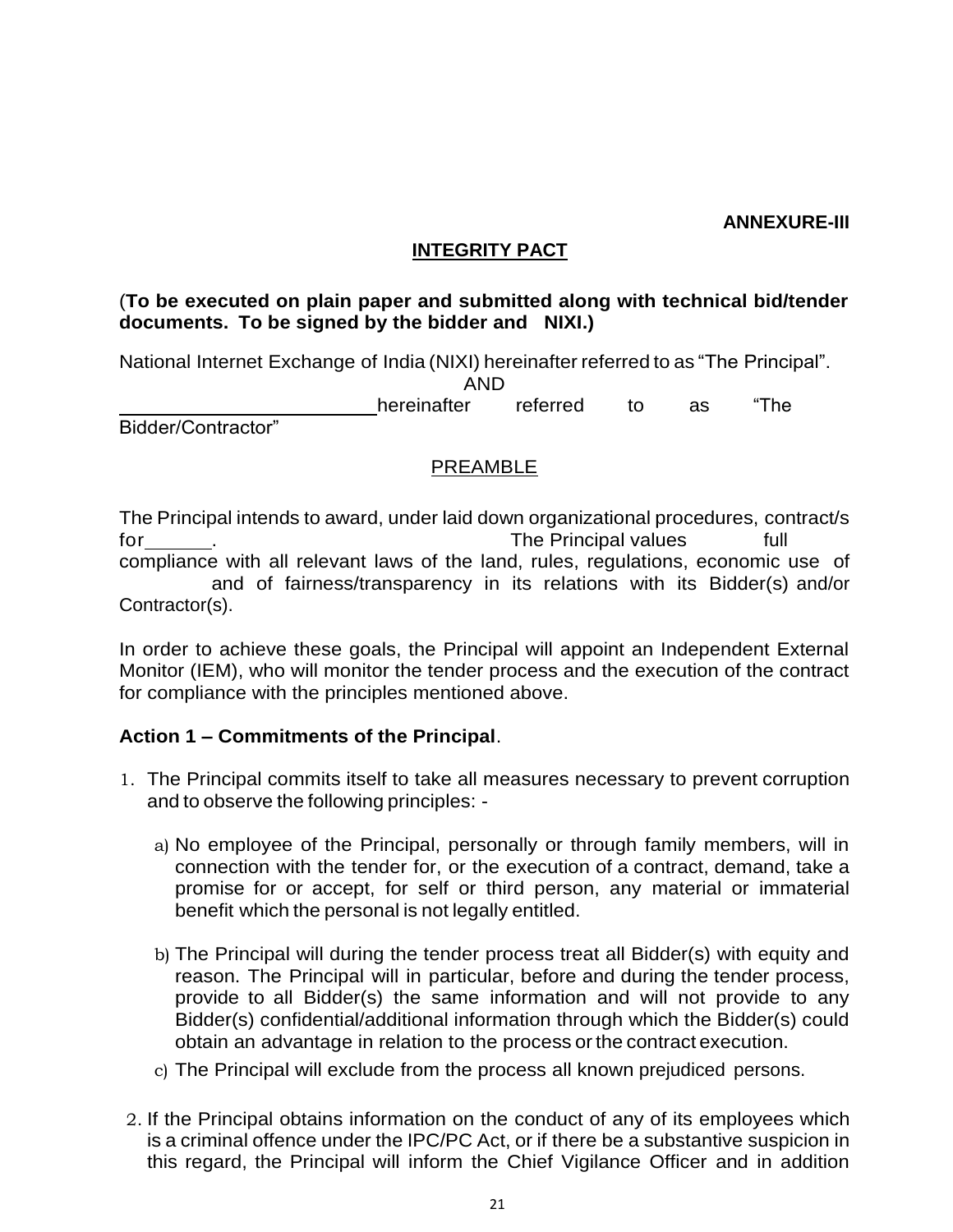**ANNEXURE-III**

## INTEGRITY PACT

(**To be executed on plain paper and submitted along with technical bid/tender documents. To be signed by the bidder and NIXI.)**

National Internet Exchange of India (NIXI) hereinafter referred to as "The Principal".

AND

\_\_\_\_\_\_\_\_\_\_\_\_\_\_\_\_\_\_\_\_\_\_\_\_ hereinafter referred to as "The Bidder/Contractor"

### PREAMBLE

The Principal intends to award, under laid down organizational procedures, contract/s for \_\_\_\_\_\_. The Principal values full compliance with all relevant laws of the land, rules, regulations, economic use of and of fairness/transparency in its relations with its Bidder(s) and/or Contractor(s).

In order to achieve these goals, the Principal will appoint an Independent External Monitor (IEM), who will monitor the tender process and the execution of the contract for compliance with the principles mentioned above.

**Action 1 – Commitments of the Principal**.

1. The Principal commits itself to take all measures necessary to prevent corruption and to observe the following principles: -

   a) No employee of the Principal, personally or through family members, will in connection with the tender for, or the execution of a contract, demand, take a promise for or accept, for self or third person, any material or immaterial benefit which the personal is not legally entitled.

   b) The Principal will during the tender process treat all Bidder(s) with equity and reason. The Principal will in particular, before and during the tender process, provide to all Bidder(s) the same information and will not provide to any Bidder(s) confidential/additional information through which the Bidder(s) could obtain an advantage in relation to the process or the contract execution.

   c) The Principal will exclude from the process all known prejudiced persons.

2. If the Principal obtains information on the conduct of any of its employees which is a criminal offence under the IPC/PC Act, or if there be a substantive suspicion in this regard, the Principal will inform the Chief Vigilance Officer and in addition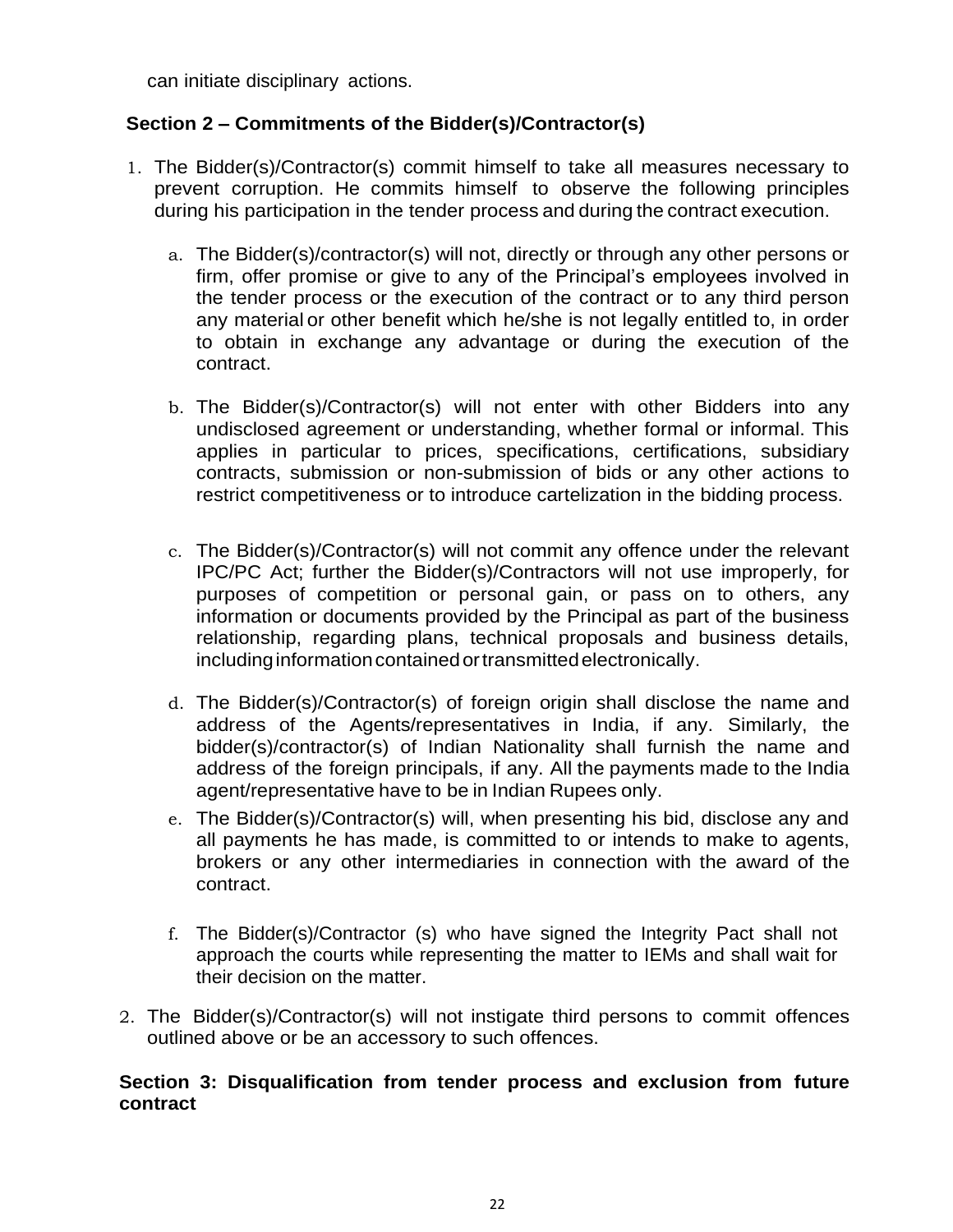can initiate disciplinary actions.

### Section 2 – Commitments of the Bidder(s)/Contractor(s)

1. The Bidder(s)/Contractor(s) commit himself to take all measures necessary to prevent corruption. He commits himself to observe the following principles during his participation in the tender process and during the contract execution.

   a. The Bidder(s)/contractor(s) will not, directly or through any other persons or firm, offer promise or give to any of the Principal's employees involved in the tender process or the execution of the contract or to any third person any material or other benefit which he/she is not legally entitled to, in order to obtain in exchange any advantage or during the execution of the contract.

   b. The Bidder(s)/Contractor(s) will not enter with other Bidders into any undisclosed agreement or understanding, whether formal or informal. This applies in particular to prices, specifications, certifications, subsidiary contracts, submission or non-submission of bids or any other actions to restrict competitiveness or to introduce cartelization in the bidding process.

   c. The Bidder(s)/Contractor(s) will not commit any offence under the relevant IPC/PC Act; further the Bidder(s)/Contractors will not use improperly, for purposes of competition or personal gain, or pass on to others, any information or documents provided by the Principal as part of the business relationship, regarding plans, technical proposals and business details, including information contained or transmitted electronically.

   d. The Bidder(s)/Contractor(s) of foreign origin shall disclose the name and address of the Agents/representatives in India, if any. Similarly, the bidder(s)/contractor(s) of Indian Nationality shall furnish the name and address of the foreign principals, if any. All the payments made to the India agent/representative have to be in Indian Rupees only.

   e. The Bidder(s)/Contractor(s) will, when presenting his bid, disclose any and all payments he has made, is committed to or intends to make to agents, brokers or any other intermediaries in connection with the award of the contract.

   f. The Bidder(s)/Contractor (s) who have signed the Integrity Pact shall not approach the courts while representing the matter to IEMs and shall wait for their decision on the matter.

2. The Bidder(s)/Contractor(s) will not instigate third persons to commit offences outlined above or be an accessory to such offences.

### Section 3: Disqualification from tender process and exclusion from future contract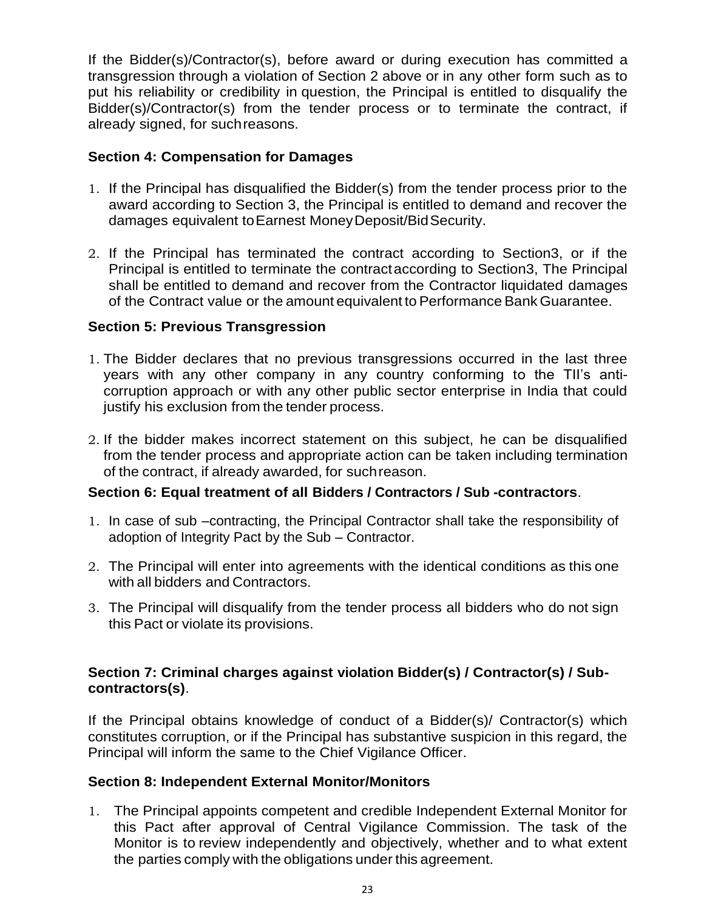If the Bidder(s)/Contractor(s), before award or during execution has committed a transgression through a violation of Section 2 above or in any other form such as to put his reliability or credibility in question, the Principal is entitled to disqualify the Bidder(s)/Contractor(s) from the tender process or to terminate the contract, if already signed, for such reasons.

**Section 4: Compensation for Damages**

1. If the Principal has disqualified the Bidder(s) from the tender process prior to the award according to Section 3, the Principal is entitled to demand and recover the damages equivalent to Earnest Money Deposit/Bid Security.
2. If the Principal has terminated the contract according to Section3, or if the Principal is entitled to terminate the contract according to Section3, The Principal shall be entitled to demand and recover from the Contractor liquidated damages of the Contract value or the amount equivalent to Performance Bank Guarantee.

**Section 5: Previous Transgression**

1. The Bidder declares that no previous transgressions occurred in the last three years with any other company in any country conforming to the TII's anti-corruption approach or with any other public sector enterprise in India that could justify his exclusion from the tender process.
2. If the bidder makes incorrect statement on this subject, he can be disqualified from the tender process and appropriate action can be taken including termination of the contract, if already awarded, for such reason.

**Section 6: Equal treatment of all Bidders / Contractors / Sub -contractors**.

1. In case of sub –contracting, the Principal Contractor shall take the responsibility of adoption of Integrity Pact by the Sub – Contractor.
2. The Principal will enter into agreements with the identical conditions as this one with all bidders and Contractors.
3. The Principal will disqualify from the tender process all bidders who do not sign this Pact or violate its provisions.

**Section 7: Criminal charges against violation Bidder(s) / Contractor(s) / Sub-contractors(s)**.

If the Principal obtains knowledge of conduct of a Bidder(s)/ Contractor(s) which constitutes corruption, or if the Principal has substantive suspicion in this regard, the Principal will inform the same to the Chief Vigilance Officer.

**Section 8: Independent External Monitor/Monitors**

1. The Principal appoints competent and credible Independent External Monitor for this Pact after approval of Central Vigilance Commission. The task of the Monitor is to review independently and objectively, whether and to what extent the parties comply with the obligations under this agreement.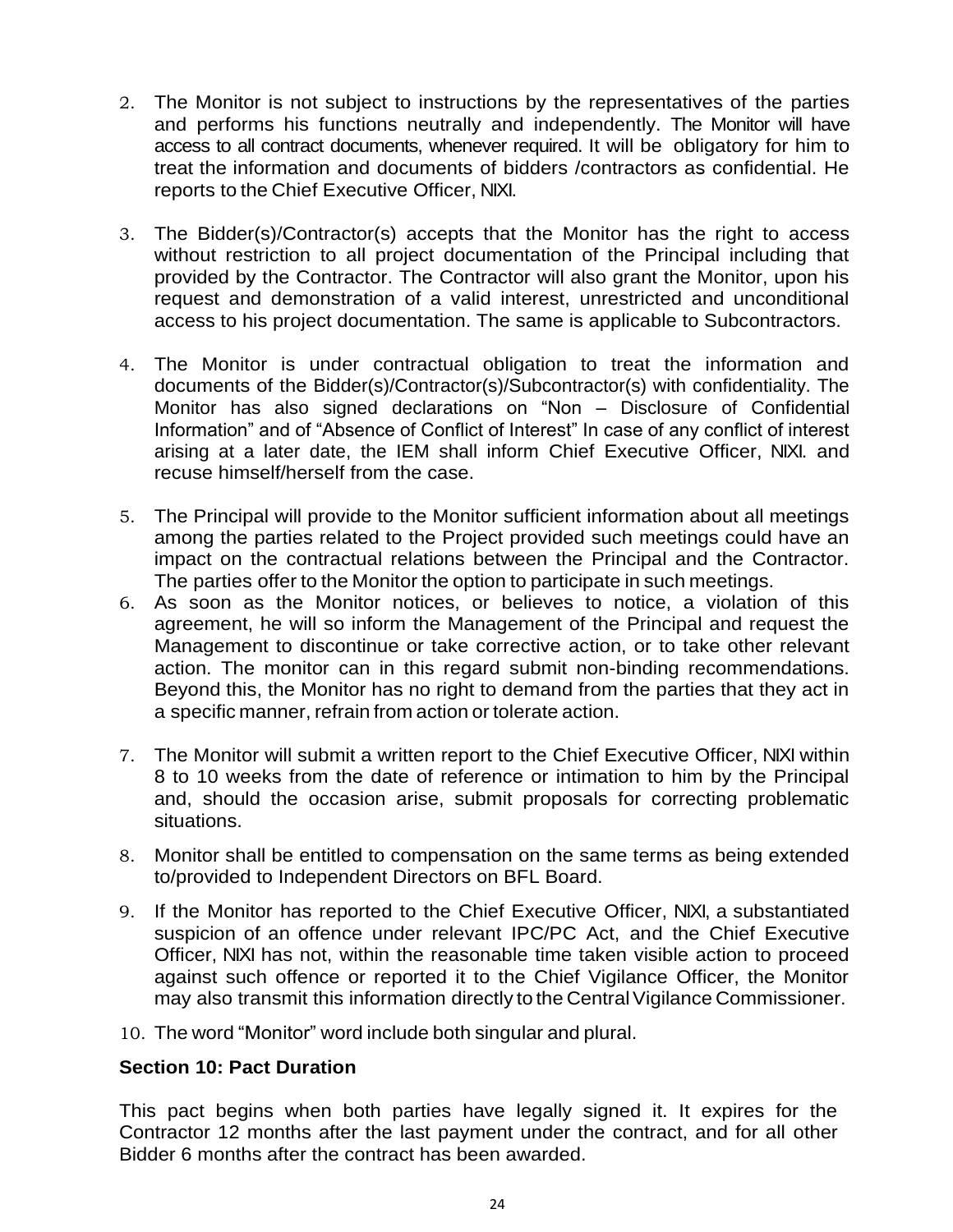2. The Monitor is not subject to instructions by the representatives of the parties and performs his functions neutrally and independently. The Monitor will have access to all contract documents, whenever required. It will be obligatory for him to treat the information and documents of bidders /contractors as confidential. He reports to the Chief Executive Officer, NIXI.

3. The Bidder(s)/Contractor(s) accepts that the Monitor has the right to access without restriction to all project documentation of the Principal including that provided by the Contractor. The Contractor will also grant the Monitor, upon his request and demonstration of a valid interest, unrestricted and unconditional access to his project documentation. The same is applicable to Subcontractors.

4. The Monitor is under contractual obligation to treat the information and documents of the Bidder(s)/Contractor(s)/Subcontractor(s) with confidentiality. The Monitor has also signed declarations on "Non – Disclosure of Confidential Information" and of "Absence of Conflict of Interest" In case of any conflict of interest arising at a later date, the IEM shall inform Chief Executive Officer, NIXI. and recuse himself/herself from the case.

5. The Principal will provide to the Monitor sufficient information about all meetings among the parties related to the Project provided such meetings could have an impact on the contractual relations between the Principal and the Contractor. The parties offer to the Monitor the option to participate in such meetings.

6. As soon as the Monitor notices, or believes to notice, a violation of this agreement, he will so inform the Management of the Principal and request the Management to discontinue or take corrective action, or to take other relevant action. The monitor can in this regard submit non-binding recommendations. Beyond this, the Monitor has no right to demand from the parties that they act in a specific manner, refrain from action or tolerate action.

7. The Monitor will submit a written report to the Chief Executive Officer, NIXI within 8 to 10 weeks from the date of reference or intimation to him by the Principal and, should the occasion arise, submit proposals for correcting problematic situations.

8. Monitor shall be entitled to compensation on the same terms as being extended to/provided to Independent Directors on BFL Board.

9. If the Monitor has reported to the Chief Executive Officer, NIXI, a substantiated suspicion of an offence under relevant IPC/PC Act, and the Chief Executive Officer, NIXI has not, within the reasonable time taken visible action to proceed against such offence or reported it to the Chief Vigilance Officer, the Monitor may also transmit this information directly to the Central Vigilance Commissioner.

10. The word "Monitor" word include both singular and plural.

### Section 10: Pact Duration

This pact begins when both parties have legally signed it. It expires for the Contractor 12 months after the last payment under the contract, and for all other Bidder 6 months after the contract has been awarded.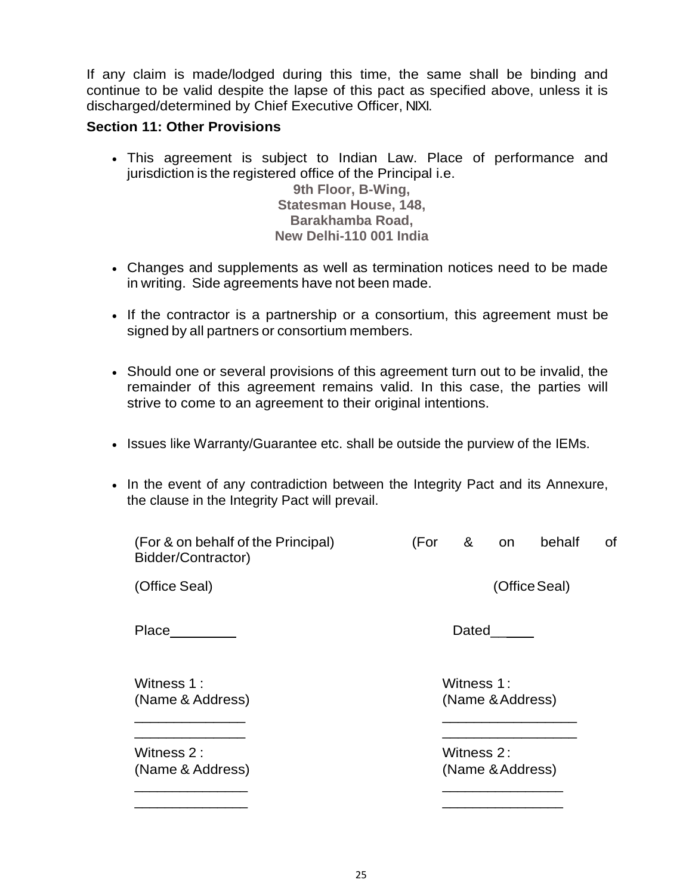If any claim is made/lodged during this time, the same shall be binding and continue to be valid despite the lapse of this pact as specified above, unless it is discharged/determined by Chief Executive Officer, NIXI.

**Section 11: Other Provisions**

- This agreement is subject to Indian Law. Place of performance and jurisdiction is the registered office of the Principal i.e.

  **9th Floor, B-Wing,**
  **Statesman House, 148,**
  **Barakhamba Road,**
  **New Delhi-110 001 India**

- Changes and supplements as well as termination notices need to be made in writing. Side agreements have not been made.

- If the contractor is a partnership or a consortium, this agreement must be signed by all partners or consortium members.

- Should one or several provisions of this agreement turn out to be invalid, the remainder of this agreement remains valid. In this case, the parties will strive to come to an agreement to their original intentions.

- Issues like Warranty/Guarantee etc. shall be outside the purview of the IEMs.

- In the event of any contradiction between the Integrity Pact and its Annexure, the clause in the Integrity Pact will prevail.

(For & on behalf of the Principal) (For & on behalf of Bidder/Contractor)

(Office Seal) (Office Seal)

Place________ Dated_____

Witness 1 :
(Name & Address)
______________
______________

Witness 2 :
(Name & Address)
______________
______________

Witness 1 :
(Name & Address)
_________________
_________________

Witness 2 :
(Name & Address)
_______________
_______________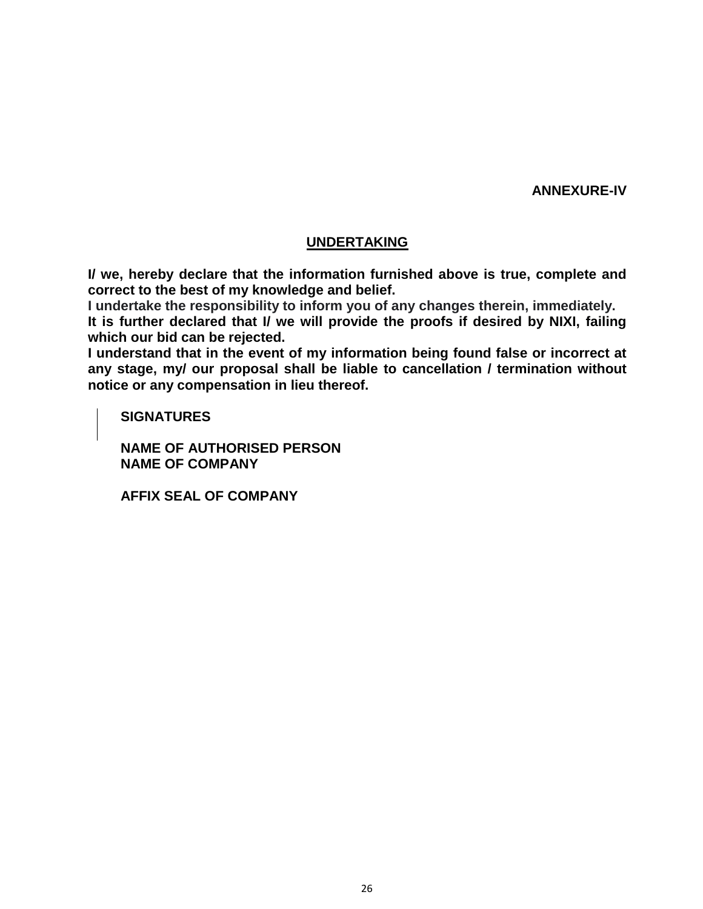**ANNEXURE-IV**

## UNDERTAKING

**I/ we, hereby declare that the information furnished above is true, complete and correct to the best of my knowledge and belief.**
**I undertake the responsibility to inform you of any changes therein, immediately.**
**It is further declared that I/ we will provide the proofs if desired by NIXI, failing which our bid can be rejected.**
**I understand that in the event of my information being found false or incorrect at any stage, my/ our proposal shall be liable to cancellation / termination without notice or any compensation in lieu thereof.**

**SIGNATURES**

**NAME OF AUTHORISED PERSON**
**NAME OF COMPANY**

**AFFIX SEAL OF COMPANY**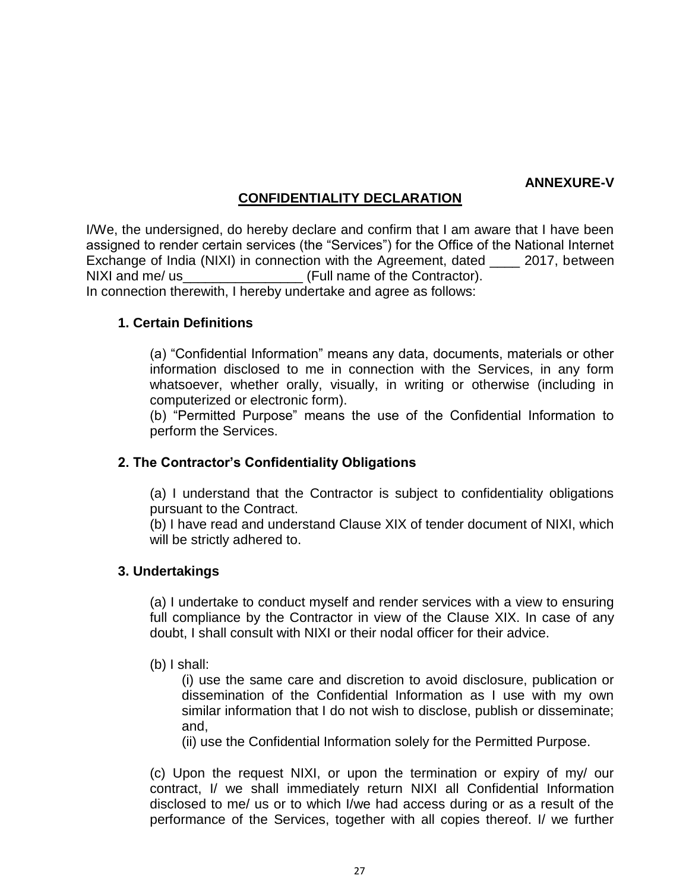**ANNEXURE-V**

## CONFIDENTIALITY DECLARATION

I/We, the undersigned, do hereby declare and confirm that I am aware that I have been assigned to render certain services (the "Services") for the Office of the National Internet Exchange of India (NIXI) in connection with the Agreement, dated ____ 2017, between NIXI and me/ us________________ (Full name of the Contractor).
In connection therewith, I hereby undertake and agree as follows:

### 1. Certain Definitions

(a) "Confidential Information" means any data, documents, materials or other information disclosed to me in connection with the Services, in any form whatsoever, whether orally, visually, in writing or otherwise (including in computerized or electronic form).
(b) "Permitted Purpose" means the use of the Confidential Information to perform the Services.

### 2. The Contractor's Confidentiality Obligations

(a) I understand that the Contractor is subject to confidentiality obligations pursuant to the Contract.
(b) I have read and understand Clause XIX of tender document of NIXI, which will be strictly adhered to.

### 3. Undertakings

(a) I undertake to conduct myself and render services with a view to ensuring full compliance by the Contractor in view of the Clause XIX. In case of any doubt, I shall consult with NIXI or their nodal officer for their advice.

(b) I shall:

(i) use the same care and discretion to avoid disclosure, publication or dissemination of the Confidential Information as I use with my own similar information that I do not wish to disclose, publish or disseminate; and,

(ii) use the Confidential Information solely for the Permitted Purpose.

(c) Upon the request NIXI, or upon the termination or expiry of my/ our contract, I/ we shall immediately return NIXI all Confidential Information disclosed to me/ us or to which I/we had access during or as a result of the performance of the Services, together with all copies thereof. I/ we further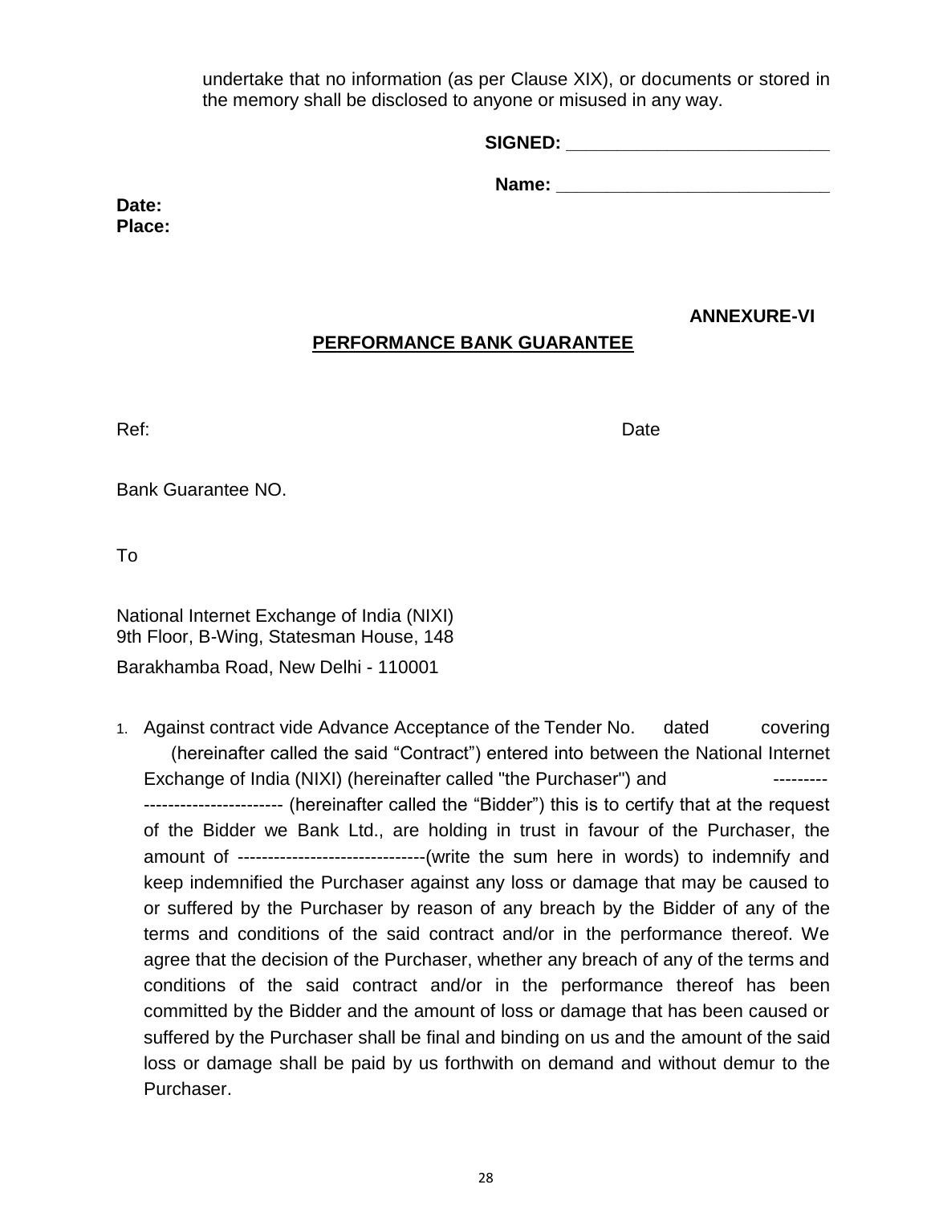undertake that no information (as per Clause XIX), or documents or stored in the memory shall be disclosed to anyone or misused in any way.

**SIGNED: \_\_\_\_\_\_\_\_\_\_\_\_\_\_\_\_\_\_\_\_\_\_\_\_\_\_**

**Name: \_\_\_\_\_\_\_\_\_\_\_\_\_\_\_\_\_\_\_\_\_\_\_\_\_\_\_**

**Date:**
**Place:**

**ANNEXURE-VI**

## PERFORMANCE BANK GUARANTEE

Ref: Date

Bank Guarantee NO.

To

National Internet Exchange of India (NIXI)
9th Floor, B-Wing, Statesman House, 148
Barakhamba Road, New Delhi - 110001

1. Against contract vide Advance Acceptance of the Tender No. dated covering (hereinafter called the said "Contract") entered into between the National Internet Exchange of India (NIXI) (hereinafter called "the Purchaser") and --------------------------------- (hereinafter called the "Bidder") this is to certify that at the request of the Bidder we Bank Ltd., are holding in trust in favour of the Purchaser, the amount of -------------------------------(write the sum here in words) to indemnify and keep indemnified the Purchaser against any loss or damage that may be caused to or suffered by the Purchaser by reason of any breach by the Bidder of any of the terms and conditions of the said contract and/or in the performance thereof. We agree that the decision of the Purchaser, whether any breach of any of the terms and conditions of the said contract and/or in the performance thereof has been committed by the Bidder and the amount of loss or damage that has been caused or suffered by the Purchaser shall be final and binding on us and the amount of the said loss or damage shall be paid by us forthwith on demand and without demur to the Purchaser.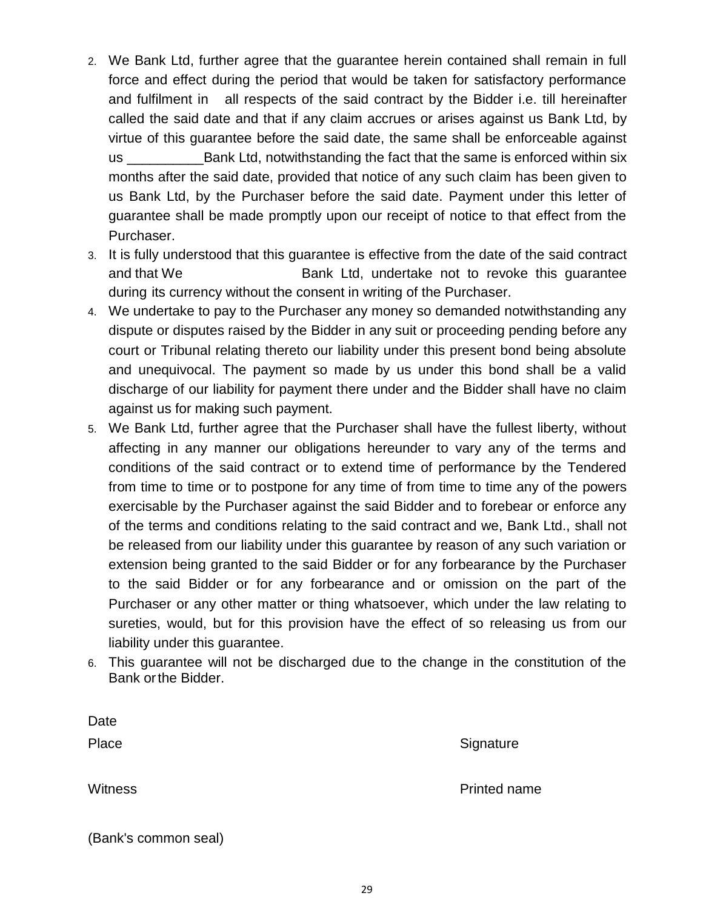2. We Bank Ltd, further agree that the guarantee herein contained shall remain in full force and effect during the period that would be taken for satisfactory performance and fulfilment in all respects of the said contract by the Bidder i.e. till hereinafter called the said date and that if any claim accrues or arises against us Bank Ltd, by virtue of this guarantee before the said date, the same shall be enforceable against us __________Bank Ltd, notwithstanding the fact that the same is enforced within six months after the said date, provided that notice of any such claim has been given to us Bank Ltd, by the Purchaser before the said date. Payment under this letter of guarantee shall be made promptly upon our receipt of notice to that effect from the Purchaser.
3. It is fully understood that this guarantee is effective from the date of the said contract and that We Bank Ltd, undertake not to revoke this guarantee during its currency without the consent in writing of the Purchaser.
4. We undertake to pay to the Purchaser any money so demanded notwithstanding any dispute or disputes raised by the Bidder in any suit or proceeding pending before any court or Tribunal relating thereto our liability under this present bond being absolute and unequivocal. The payment so made by us under this bond shall be a valid discharge of our liability for payment there under and the Bidder shall have no claim against us for making such payment.
5. We Bank Ltd, further agree that the Purchaser shall have the fullest liberty, without affecting in any manner our obligations hereunder to vary any of the terms and conditions of the said contract or to extend time of performance by the Tendered from time to time or to postpone for any time of from time to time any of the powers exercisable by the Purchaser against the said Bidder and to forebear or enforce any of the terms and conditions relating to the said contract and we, Bank Ltd., shall not be released from our liability under this guarantee by reason of any such variation or extension being granted to the said Bidder or for any forbearance by the Purchaser to the said Bidder or for any forbearance and or omission on the part of the Purchaser or any other matter or thing whatsoever, which under the law relating to sureties, would, but for this provision have the effect of so releasing us from our liability under this guarantee.
6. This guarantee will not be discharged due to the change in the constitution of the Bank or the Bidder.

Date

Place Signature

Witness Printed name

(Bank's common seal)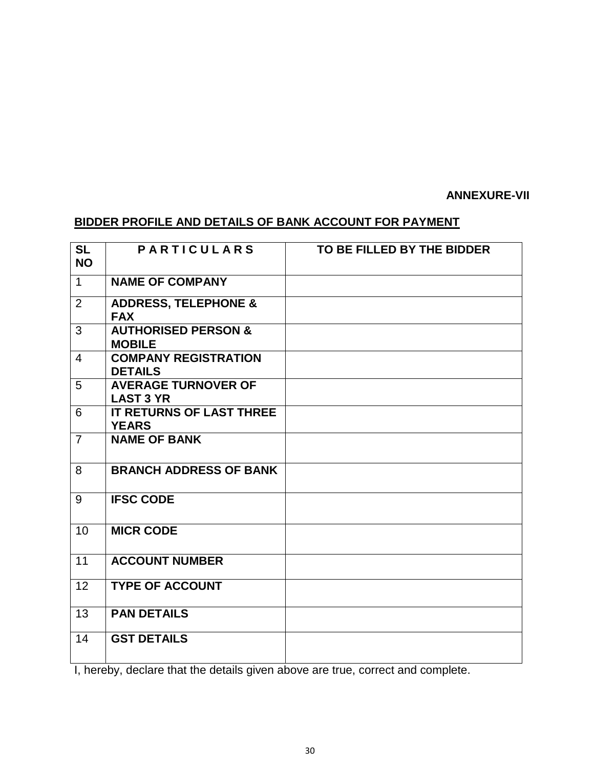**ANNEXURE-VII**

## BIDDER PROFILE AND DETAILS OF BANK ACCOUNT FOR PAYMENT

| SL NO | P A R T I C U L A R S | TO BE FILLED BY THE BIDDER |
|---|---|---|
| 1 | **NAME OF COMPANY** | |
| 2 | **ADDRESS, TELEPHONE & FAX** | |
| 3 | **AUTHORISED PERSON & MOBILE** | |
| 4 | **COMPANY REGISTRATION DETAILS** | |
| 5 | **AVERAGE TURNOVER OF LAST 3 YR** | |
| 6 | **IT RETURNS OF LAST THREE YEARS** | |
| 7 | **NAME OF BANK** | |
| 8 | **BRANCH ADDRESS OF BANK** | |
| 9 | **IFSC CODE** | |
| 10 | **MICR CODE** | |
| 11 | **ACCOUNT NUMBER** | |
| 12 | **TYPE OF ACCOUNT** | |
| 13 | **PAN DETAILS** | |
| 14 | **GST DETAILS** | |

I, hereby, declare that the details given above are true, correct and complete.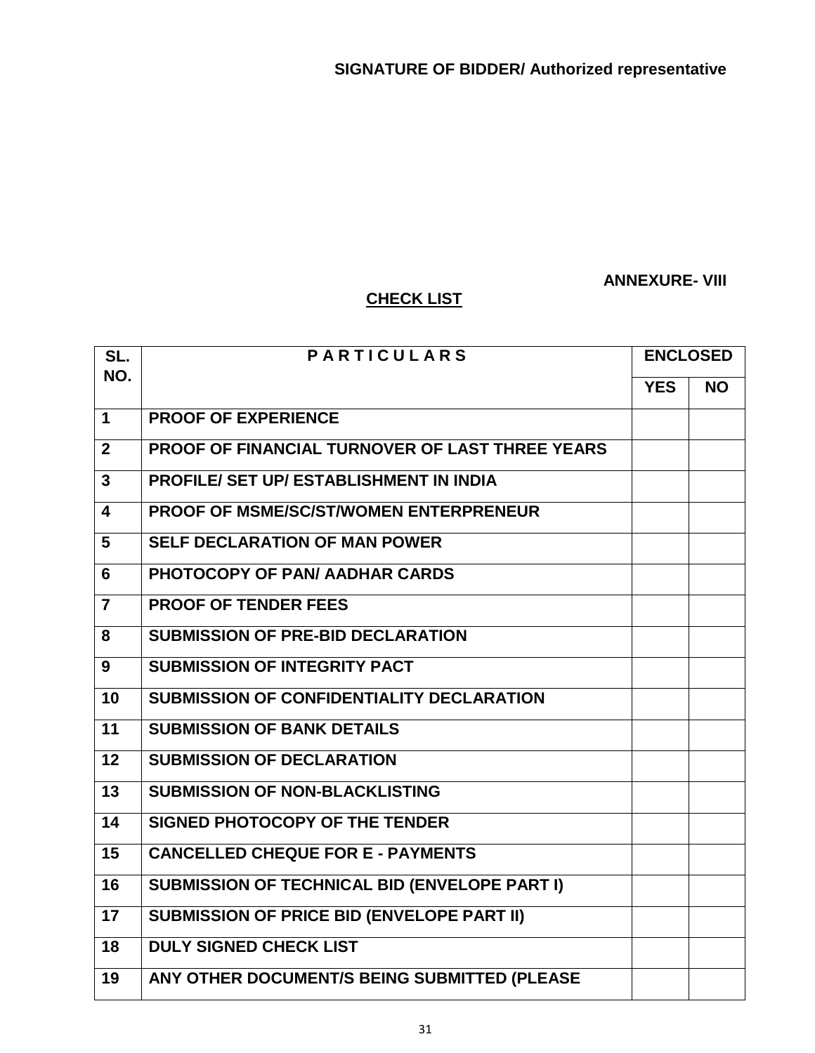**SIGNATURE OF BIDDER/ Authorized representative**

**ANNEXURE- VIII**

## CHECK LIST

| SL. NO. | P A R T I C U L A R S | ENCLOSED | |
|---|---|---|---|
| | | YES | NO |
| 1 | PROOF OF EXPERIENCE | | |
| 2 | PROOF OF FINANCIAL TURNOVER OF LAST THREE YEARS | | |
| 3 | PROFILE/ SET UP/ ESTABLISHMENT IN INDIA | | |
| 4 | PROOF OF MSME/SC/ST/WOMEN ENTERPRENEUR | | |
| 5 | SELF DECLARATION OF MAN POWER | | |
| 6 | PHOTOCOPY OF PAN/ AADHAR CARDS | | |
| 7 | PROOF OF TENDER FEES | | |
| 8 | SUBMISSION OF PRE-BID DECLARATION | | |
| 9 | SUBMISSION OF INTEGRITY PACT | | |
| 10 | SUBMISSION OF CONFIDENTIALITY DECLARATION | | |
| 11 | SUBMISSION OF BANK DETAILS | | |
| 12 | SUBMISSION OF DECLARATION | | |
| 13 | SUBMISSION OF NON-BLACKLISTING | | |
| 14 | SIGNED PHOTOCOPY OF THE TENDER | | |
| 15 | CANCELLED CHEQUE FOR E - PAYMENTS | | |
| 16 | SUBMISSION OF TECHNICAL BID (ENVELOPE PART I) | | |
| 17 | SUBMISSION OF PRICE BID (ENVELOPE PART II) | | |
| 18 | DULY SIGNED CHECK LIST | | |
| 19 | ANY OTHER DOCUMENT/S BEING SUBMITTED (PLEASE | | |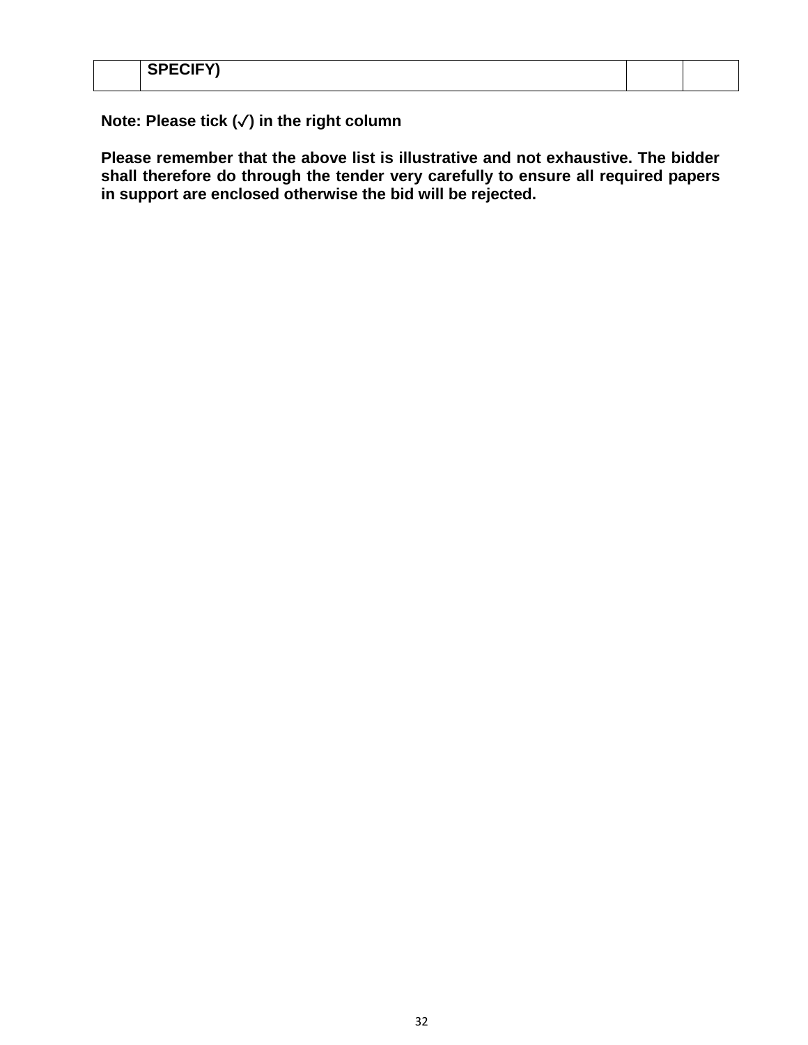| | | | |
|---|---|---|---|
| | **SPECIFY)** | | |

**Note: Please tick (✓) in the right column**

**Please remember that the above list is illustrative and not exhaustive. The bidder shall therefore do through the tender very carefully to ensure all required papers in support are enclosed otherwise the bid will be rejected.**